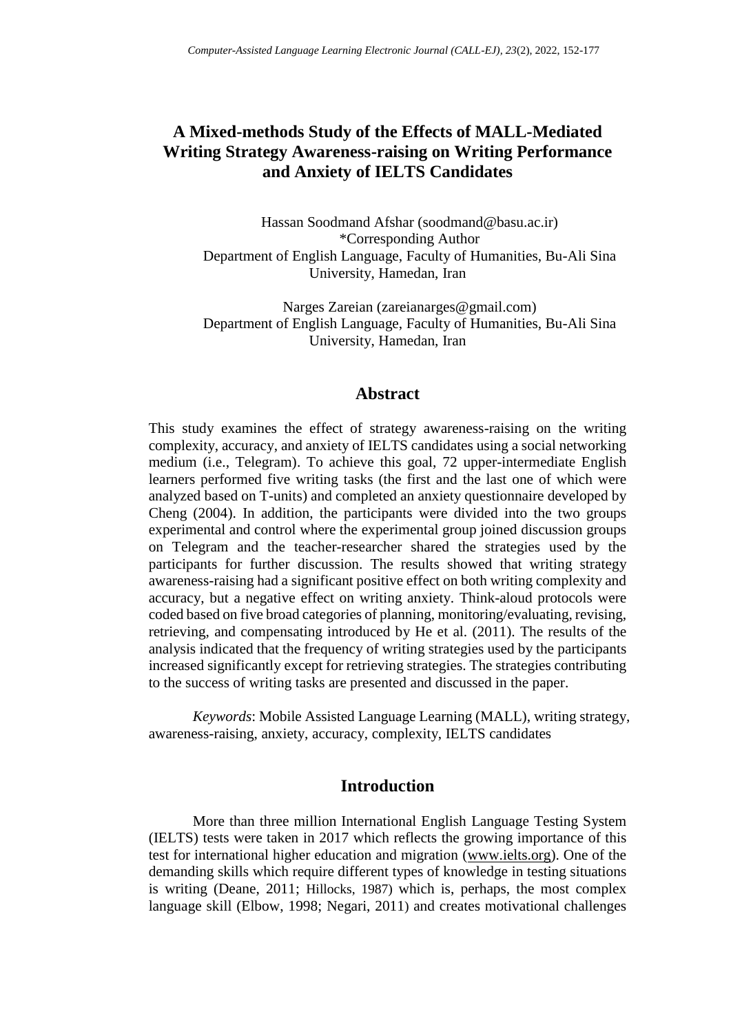# A Mixed-methods Study of the Effects of MALL-Mediated Writing Strategy Awareness-raising on Writing Performance and Anxiety of IELTS Candidates

Hassan Soodmand Afshar (soodmand@basu.ac.ir)
*Corresponding Author
Department of English Language, Faculty of Humanities, Bu-Ali Sina University, Hamedan, Iran

Narges Zareian (zareianarges@gmail.com)
Department of English Language, Faculty of Humanities, Bu-Ali Sina University, Hamedan, Iran

## Abstract

This study examines the effect of strategy awareness-raising on the writing complexity, accuracy, and anxiety of IELTS candidates using a social networking medium (i.e., Telegram). To achieve this goal, 72 upper-intermediate English learners performed five writing tasks (the first and the last one of which were analyzed based on T-units) and completed an anxiety questionnaire developed by Cheng (2004). In addition, the participants were divided into the two groups experimental and control where the experimental group joined discussion groups on Telegram and the teacher-researcher shared the strategies used by the participants for further discussion. The results showed that writing strategy awareness-raising had a significant positive effect on both writing complexity and accuracy, but a negative effect on writing anxiety. Think-aloud protocols were coded based on five broad categories of planning, monitoring/evaluating, revising, retrieving, and compensating introduced by He et al. (2011). The results of the analysis indicated that the frequency of writing strategies used by the participants increased significantly except for retrieving strategies. The strategies contributing to the success of writing tasks are presented and discussed in the paper.

*Keywords*: Mobile Assisted Language Learning (MALL), writing strategy, awareness-raising, anxiety, accuracy, complexity, IELTS candidates

## Introduction

More than three million International English Language Testing System (IELTS) tests were taken in 2017 which reflects the growing importance of this test for international higher education and migration (www.ielts.org). One of the demanding skills which require different types of knowledge in testing situations is writing (Deane, 2011; Hillocks, 1987) which is, perhaps, the most complex language skill (Elbow, 1998; Negari, 2011) and creates motivational challenges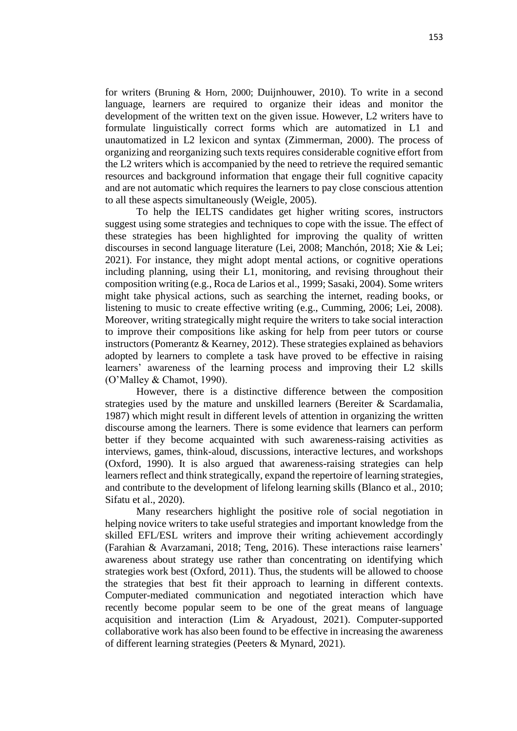for writers (Bruning & Horn, 2000; Duijnhouwer, 2010). To write in a second language, learners are required to organize their ideas and monitor the development of the written text on the given issue. However, L2 writers have to formulate linguistically correct forms which are automatized in L1 and unautomatized in L2 lexicon and syntax (Zimmerman, 2000). The process of organizing and reorganizing such texts requires considerable cognitive effort from the L2 writers which is accompanied by the need to retrieve the required semantic resources and background information that engage their full cognitive capacity and are not automatic which requires the learners to pay close conscious attention to all these aspects simultaneously (Weigle, 2005).

To help the IELTS candidates get higher writing scores, instructors suggest using some strategies and techniques to cope with the issue. The effect of these strategies has been highlighted for improving the quality of written discourses in second language literature (Lei, 2008; Manchón, 2018; Xie & Lei; 2021). For instance, they might adopt mental actions, or cognitive operations including planning, using their L1, monitoring, and revising throughout their composition writing (e.g., Roca de Larios et al., 1999; Sasaki, 2004). Some writers might take physical actions, such as searching the internet, reading books, or listening to music to create effective writing (e.g., Cumming, 2006; Lei, 2008). Moreover, writing strategically might require the writers to take social interaction to improve their compositions like asking for help from peer tutors or course instructors (Pomerantz & Kearney, 2012). These strategies explained as behaviors adopted by learners to complete a task have proved to be effective in raising learners' awareness of the learning process and improving their L2 skills (O'Malley & Chamot, 1990).

However, there is a distinctive difference between the composition strategies used by the mature and unskilled learners (Bereiter & Scardamalia, 1987) which might result in different levels of attention in organizing the written discourse among the learners. There is some evidence that learners can perform better if they become acquainted with such awareness-raising activities as interviews, games, think-aloud, discussions, interactive lectures, and workshops (Oxford, 1990). It is also argued that awareness-raising strategies can help learners reflect and think strategically, expand the repertoire of learning strategies, and contribute to the development of lifelong learning skills (Blanco et al., 2010; Sifatu et al., 2020).

Many researchers highlight the positive role of social negotiation in helping novice writers to take useful strategies and important knowledge from the skilled EFL/ESL writers and improve their writing achievement accordingly (Farahian & Avarzamani, 2018; Teng, 2016). These interactions raise learners' awareness about strategy use rather than concentrating on identifying which strategies work best (Oxford, 2011). Thus, the students will be allowed to choose the strategies that best fit their approach to learning in different contexts. Computer-mediated communication and negotiated interaction which have recently become popular seem to be one of the great means of language acquisition and interaction (Lim & Aryadoust, 2021). Computer-supported collaborative work has also been found to be effective in increasing the awareness of different learning strategies (Peeters & Mynard, 2021).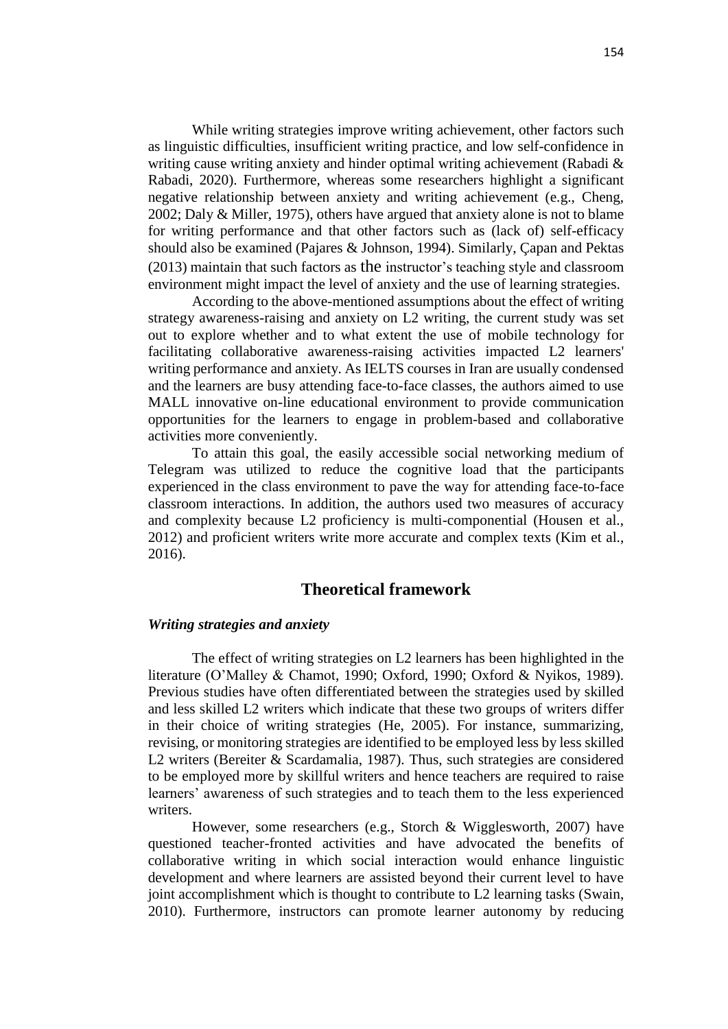While writing strategies improve writing achievement, other factors such as linguistic difficulties, insufficient writing practice, and low self-confidence in writing cause writing anxiety and hinder optimal writing achievement (Rabadi & Rabadi, 2020). Furthermore, whereas some researchers highlight a significant negative relationship between anxiety and writing achievement (e.g., Cheng, 2002; Daly & Miller, 1975), others have argued that anxiety alone is not to blame for writing performance and that other factors such as (lack of) self-efficacy should also be examined (Pajares & Johnson, 1994). Similarly, Çapan and Pektas (2013) maintain that such factors as the instructor's teaching style and classroom environment might impact the level of anxiety and the use of learning strategies.

According to the above-mentioned assumptions about the effect of writing strategy awareness-raising and anxiety on L2 writing, the current study was set out to explore whether and to what extent the use of mobile technology for facilitating collaborative awareness-raising activities impacted L2 learners' writing performance and anxiety. As IELTS courses in Iran are usually condensed and the learners are busy attending face-to-face classes, the authors aimed to use MALL innovative on-line educational environment to provide communication opportunities for the learners to engage in problem-based and collaborative activities more conveniently.

To attain this goal, the easily accessible social networking medium of Telegram was utilized to reduce the cognitive load that the participants experienced in the class environment to pave the way for attending face-to-face classroom interactions. In addition, the authors used two measures of accuracy and complexity because L2 proficiency is multi-componential (Housen et al., 2012) and proficient writers write more accurate and complex texts (Kim et al., 2016).

## Theoretical framework

### *Writing strategies and anxiety*

The effect of writing strategies on L2 learners has been highlighted in the literature (O'Malley & Chamot, 1990; Oxford, 1990; Oxford & Nyikos, 1989). Previous studies have often differentiated between the strategies used by skilled and less skilled L2 writers which indicate that these two groups of writers differ in their choice of writing strategies (He, 2005). For instance, summarizing, revising, or monitoring strategies are identified to be employed less by less skilled L2 writers (Bereiter & Scardamalia, 1987). Thus, such strategies are considered to be employed more by skillful writers and hence teachers are required to raise learners' awareness of such strategies and to teach them to the less experienced writers.

However, some researchers (e.g., Storch & Wigglesworth, 2007) have questioned teacher-fronted activities and have advocated the benefits of collaborative writing in which social interaction would enhance linguistic development and where learners are assisted beyond their current level to have joint accomplishment which is thought to contribute to L2 learning tasks (Swain, 2010). Furthermore, instructors can promote learner autonomy by reducing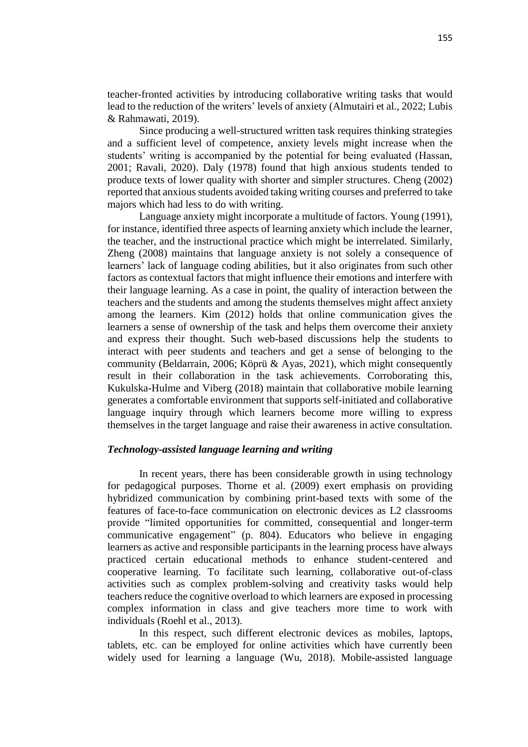teacher-fronted activities by introducing collaborative writing tasks that would lead to the reduction of the writers' levels of anxiety (Almutairi et al., 2022; Lubis & Rahmawati, 2019).

Since producing a well-structured written task requires thinking strategies and a sufficient level of competence, anxiety levels might increase when the students' writing is accompanied by the potential for being evaluated (Hassan, 2001; Ravali, 2020). Daly (1978) found that high anxious students tended to produce texts of lower quality with shorter and simpler structures. Cheng (2002) reported that anxious students avoided taking writing courses and preferred to take majors which had less to do with writing.

Language anxiety might incorporate a multitude of factors. Young (1991), for instance, identified three aspects of learning anxiety which include the learner, the teacher, and the instructional practice which might be interrelated. Similarly, Zheng (2008) maintains that language anxiety is not solely a consequence of learners' lack of language coding abilities, but it also originates from such other factors as contextual factors that might influence their emotions and interfere with their language learning. As a case in point, the quality of interaction between the teachers and the students and among the students themselves might affect anxiety among the learners. Kim (2012) holds that online communication gives the learners a sense of ownership of the task and helps them overcome their anxiety and express their thought. Such web-based discussions help the students to interact with peer students and teachers and get a sense of belonging to the community (Beldarrain, 2006; Köprü & Ayas, 2021), which might consequently result in their collaboration in the task achievements. Corroborating this, Kukulska-Hulme and Viberg (2018) maintain that collaborative mobile learning generates a comfortable environment that supports self-initiated and collaborative language inquiry through which learners become more willing to express themselves in the target language and raise their awareness in active consultation.

### *Technology-assisted language learning and writing*

In recent years, there has been considerable growth in using technology for pedagogical purposes. Thorne et al. (2009) exert emphasis on providing hybridized communication by combining print-based texts with some of the features of face-to-face communication on electronic devices as L2 classrooms provide "limited opportunities for committed, consequential and longer-term communicative engagement" (p. 804). Educators who believe in engaging learners as active and responsible participants in the learning process have always practiced certain educational methods to enhance student-centered and cooperative learning. To facilitate such learning, collaborative out-of-class activities such as complex problem-solving and creativity tasks would help teachers reduce the cognitive overload to which learners are exposed in processing complex information in class and give teachers more time to work with individuals (Roehl et al., 2013).

In this respect, such different electronic devices as mobiles, laptops, tablets, etc. can be employed for online activities which have currently been widely used for learning a language (Wu, 2018). Mobile-assisted language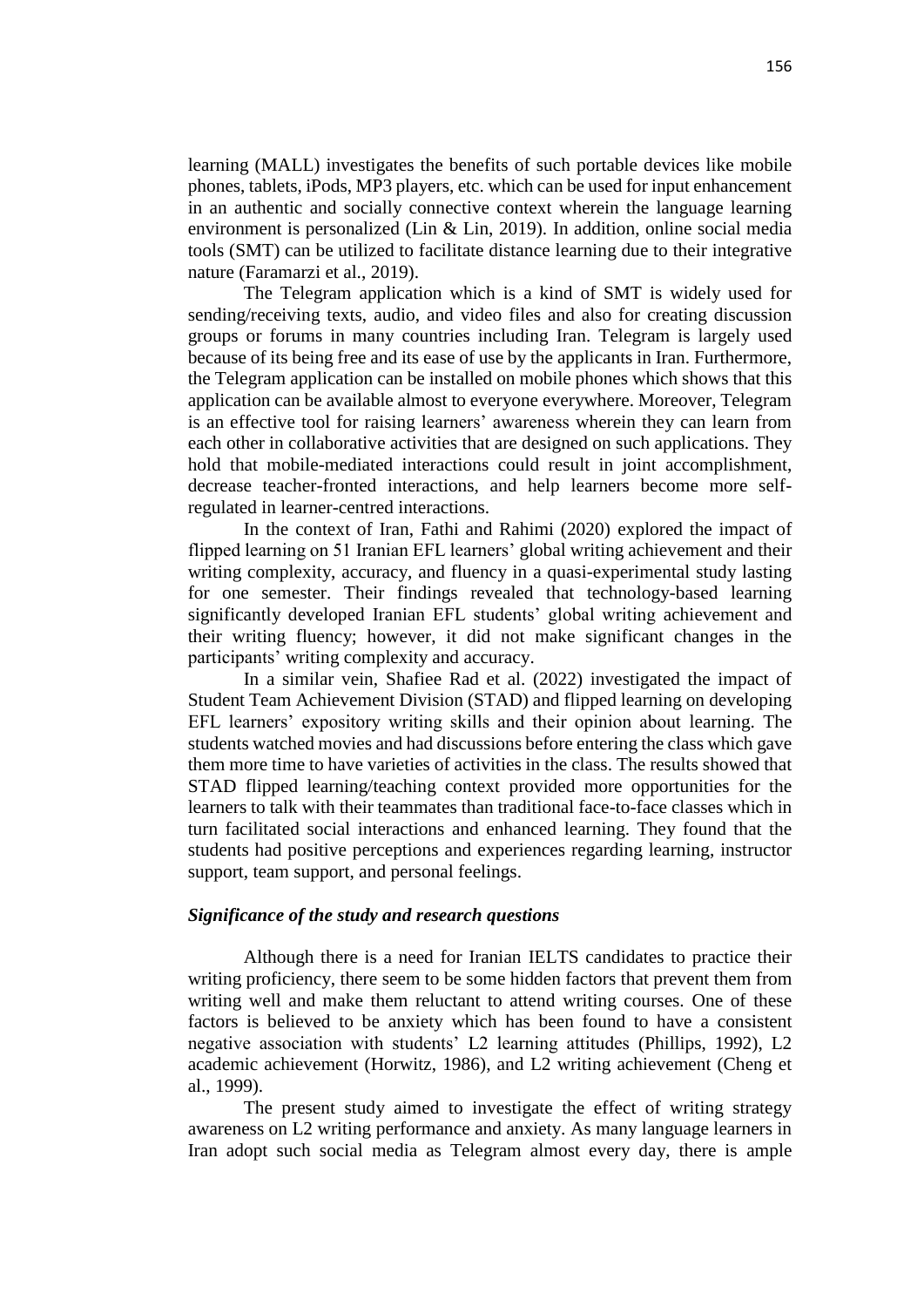learning (MALL) investigates the benefits of such portable devices like mobile phones, tablets, iPods, MP3 players, etc. which can be used for input enhancement in an authentic and socially connective context wherein the language learning environment is personalized (Lin & Lin, 2019). In addition, online social media tools (SMT) can be utilized to facilitate distance learning due to their integrative nature (Faramarzi et al., 2019).

The Telegram application which is a kind of SMT is widely used for sending/receiving texts, audio, and video files and also for creating discussion groups or forums in many countries including Iran. Telegram is largely used because of its being free and its ease of use by the applicants in Iran. Furthermore, the Telegram application can be installed on mobile phones which shows that this application can be available almost to everyone everywhere. Moreover, Telegram is an effective tool for raising learners' awareness wherein they can learn from each other in collaborative activities that are designed on such applications. They hold that mobile-mediated interactions could result in joint accomplishment, decrease teacher-fronted interactions, and help learners become more self-regulated in learner-centred interactions.

In the context of Iran, Fathi and Rahimi (2020) explored the impact of flipped learning on 51 Iranian EFL learners' global writing achievement and their writing complexity, accuracy, and fluency in a quasi-experimental study lasting for one semester. Their findings revealed that technology-based learning significantly developed Iranian EFL students' global writing achievement and their writing fluency; however, it did not make significant changes in the participants' writing complexity and accuracy.

In a similar vein, Shafiee Rad et al. (2022) investigated the impact of Student Team Achievement Division (STAD) and flipped learning on developing EFL learners' expository writing skills and their opinion about learning. The students watched movies and had discussions before entering the class which gave them more time to have varieties of activities in the class. The results showed that STAD flipped learning/teaching context provided more opportunities for the learners to talk with their teammates than traditional face-to-face classes which in turn facilitated social interactions and enhanced learning. They found that the students had positive perceptions and experiences regarding learning, instructor support, team support, and personal feelings.

### *Significance of the study and research questions*

Although there is a need for Iranian IELTS candidates to practice their writing proficiency, there seem to be some hidden factors that prevent them from writing well and make them reluctant to attend writing courses. One of these factors is believed to be anxiety which has been found to have a consistent negative association with students' L2 learning attitudes (Phillips, 1992), L2 academic achievement (Horwitz, 1986), and L2 writing achievement (Cheng et al., 1999).

The present study aimed to investigate the effect of writing strategy awareness on L2 writing performance and anxiety. As many language learners in Iran adopt such social media as Telegram almost every day, there is ample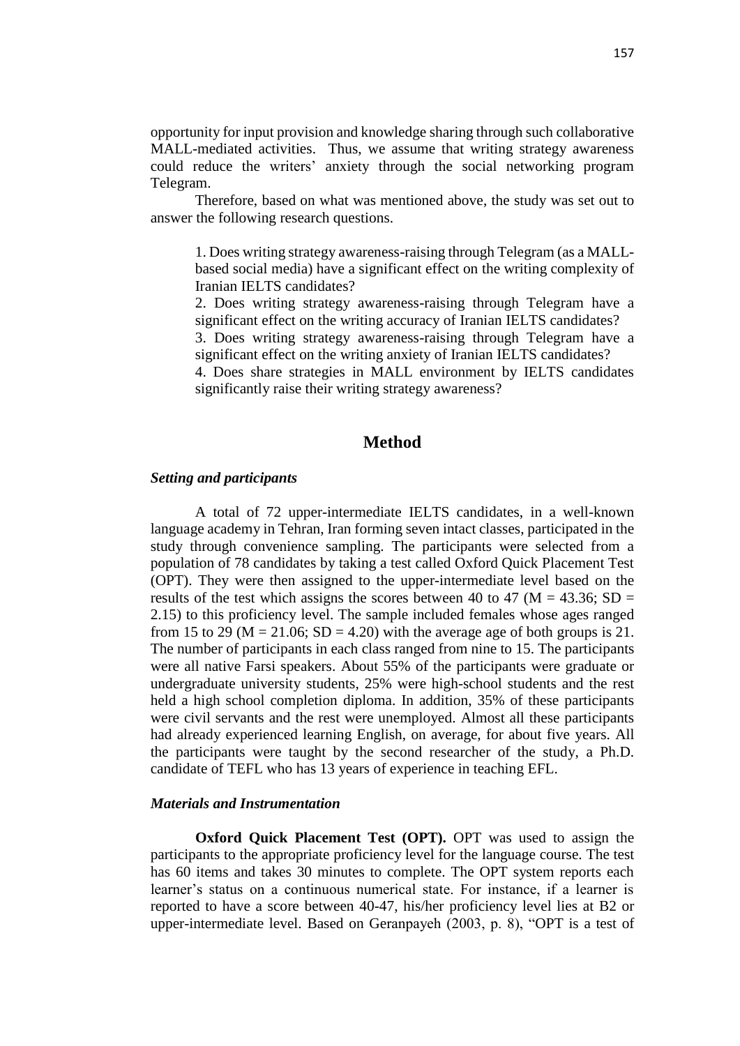opportunity for input provision and knowledge sharing through such collaborative MALL-mediated activities. Thus, we assume that writing strategy awareness could reduce the writers' anxiety through the social networking program Telegram.

Therefore, based on what was mentioned above, the study was set out to answer the following research questions.

> 1. Does writing strategy awareness-raising through Telegram (as a MALL-based social media) have a significant effect on the writing complexity of Iranian IELTS candidates?
> 2. Does writing strategy awareness-raising through Telegram have a significant effect on the writing accuracy of Iranian IELTS candidates?
> 3. Does writing strategy awareness-raising through Telegram have a significant effect on the writing anxiety of Iranian IELTS candidates?
> 4. Does share strategies in MALL environment by IELTS candidates significantly raise their writing strategy awareness?

## Method

### *Setting and participants*

A total of 72 upper-intermediate IELTS candidates, in a well-known language academy in Tehran, Iran forming seven intact classes, participated in the study through convenience sampling. The participants were selected from a population of 78 candidates by taking a test called Oxford Quick Placement Test (OPT). They were then assigned to the upper-intermediate level based on the results of the test which assigns the scores between 40 to 47 ($M = 43.36$; $SD = 2.15$) to this proficiency level. The sample included females whose ages ranged from 15 to 29 ($M = 21.06$; $SD = 4.20$) with the average age of both groups is 21. The number of participants in each class ranged from nine to 15. The participants were all native Farsi speakers. About 55% of the participants were graduate or undergraduate university students, 25% were high-school students and the rest held a high school completion diploma. In addition, 35% of these participants were civil servants and the rest were unemployed. Almost all these participants had already experienced learning English, on average, for about five years. All the participants were taught by the second researcher of the study, a Ph.D. candidate of TEFL who has 13 years of experience in teaching EFL.

### *Materials and Instrumentation*

**Oxford Quick Placement Test (OPT).** OPT was used to assign the participants to the appropriate proficiency level for the language course. The test has 60 items and takes 30 minutes to complete. The OPT system reports each learner's status on a continuous numerical state. For instance, if a learner is reported to have a score between 40-47, his/her proficiency level lies at B2 or upper-intermediate level. Based on Geranpayeh (2003, p. 8), "OPT is a test of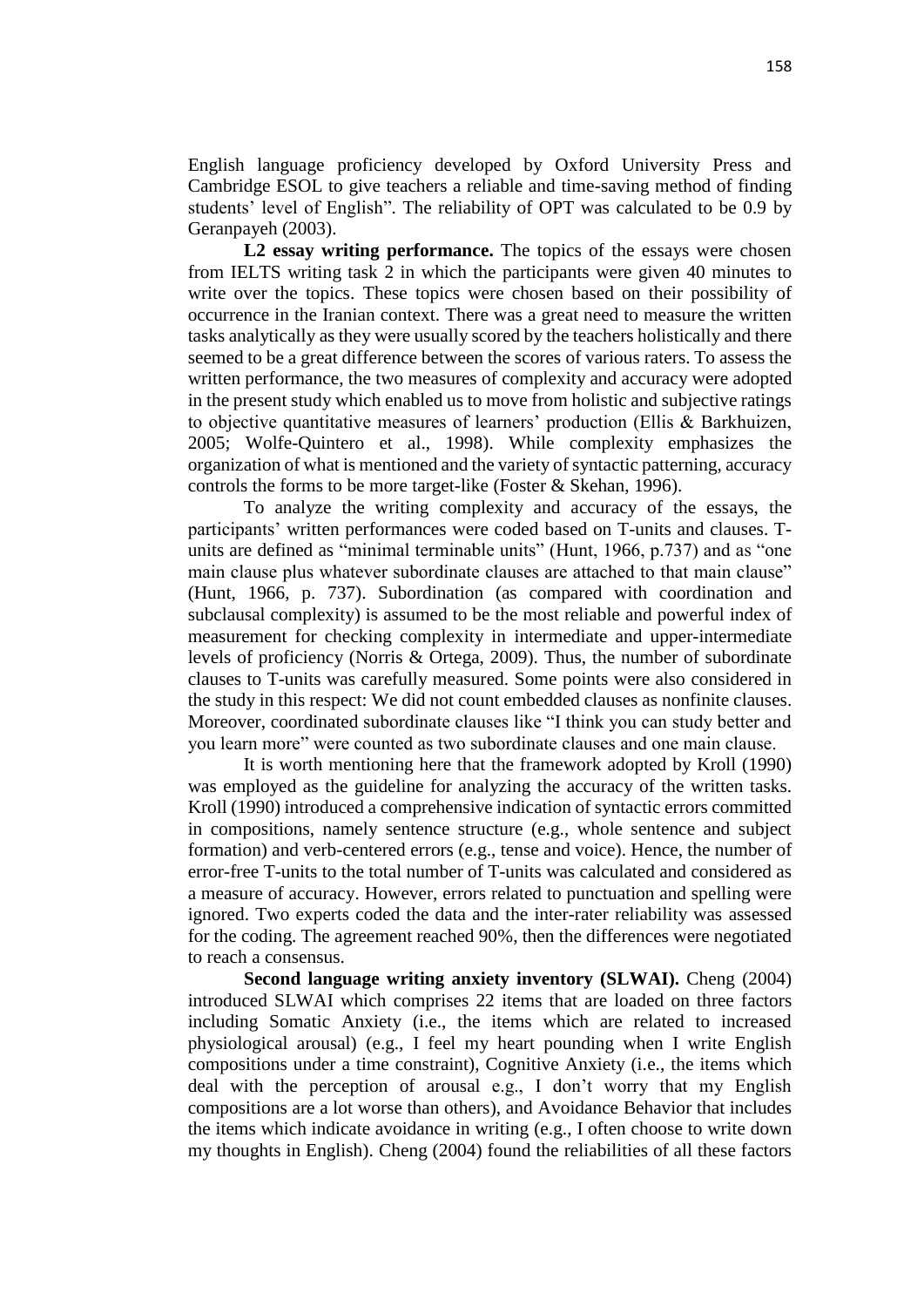English language proficiency developed by Oxford University Press and Cambridge ESOL to give teachers a reliable and time-saving method of finding students' level of English". The reliability of OPT was calculated to be 0.9 by Geranpayeh (2003).

**L2 essay writing performance.** The topics of the essays were chosen from IELTS writing task 2 in which the participants were given 40 minutes to write over the topics. These topics were chosen based on their possibility of occurrence in the Iranian context. There was a great need to measure the written tasks analytically as they were usually scored by the teachers holistically and there seemed to be a great difference between the scores of various raters. To assess the written performance, the two measures of complexity and accuracy were adopted in the present study which enabled us to move from holistic and subjective ratings to objective quantitative measures of learners' production (Ellis & Barkhuizen, 2005; Wolfe-Quintero et al., 1998). While complexity emphasizes the organization of what is mentioned and the variety of syntactic patterning, accuracy controls the forms to be more target-like (Foster & Skehan, 1996).

To analyze the writing complexity and accuracy of the essays, the participants' written performances were coded based on T-units and clauses. T-units are defined as "minimal terminable units" (Hunt, 1966, p.737) and as "one main clause plus whatever subordinate clauses are attached to that main clause" (Hunt, 1966, p. 737). Subordination (as compared with coordination and subclausal complexity) is assumed to be the most reliable and powerful index of measurement for checking complexity in intermediate and upper-intermediate levels of proficiency (Norris & Ortega, 2009). Thus, the number of subordinate clauses to T-units was carefully measured. Some points were also considered in the study in this respect: We did not count embedded clauses as nonfinite clauses. Moreover, coordinated subordinate clauses like "I think you can study better and you learn more" were counted as two subordinate clauses and one main clause.

It is worth mentioning here that the framework adopted by Kroll (1990) was employed as the guideline for analyzing the accuracy of the written tasks. Kroll (1990) introduced a comprehensive indication of syntactic errors committed in compositions, namely sentence structure (e.g., whole sentence and subject formation) and verb-centered errors (e.g., tense and voice). Hence, the number of error-free T-units to the total number of T-units was calculated and considered as a measure of accuracy. However, errors related to punctuation and spelling were ignored. Two experts coded the data and the inter-rater reliability was assessed for the coding. The agreement reached 90%, then the differences were negotiated to reach a consensus.

**Second language writing anxiety inventory (SLWAI).** Cheng (2004) introduced SLWAI which comprises 22 items that are loaded on three factors including Somatic Anxiety (i.e., the items which are related to increased physiological arousal) (e.g., I feel my heart pounding when I write English compositions under a time constraint), Cognitive Anxiety (i.e., the items which deal with the perception of arousal e.g., I don't worry that my English compositions are a lot worse than others), and Avoidance Behavior that includes the items which indicate avoidance in writing (e.g., I often choose to write down my thoughts in English). Cheng (2004) found the reliabilities of all these factors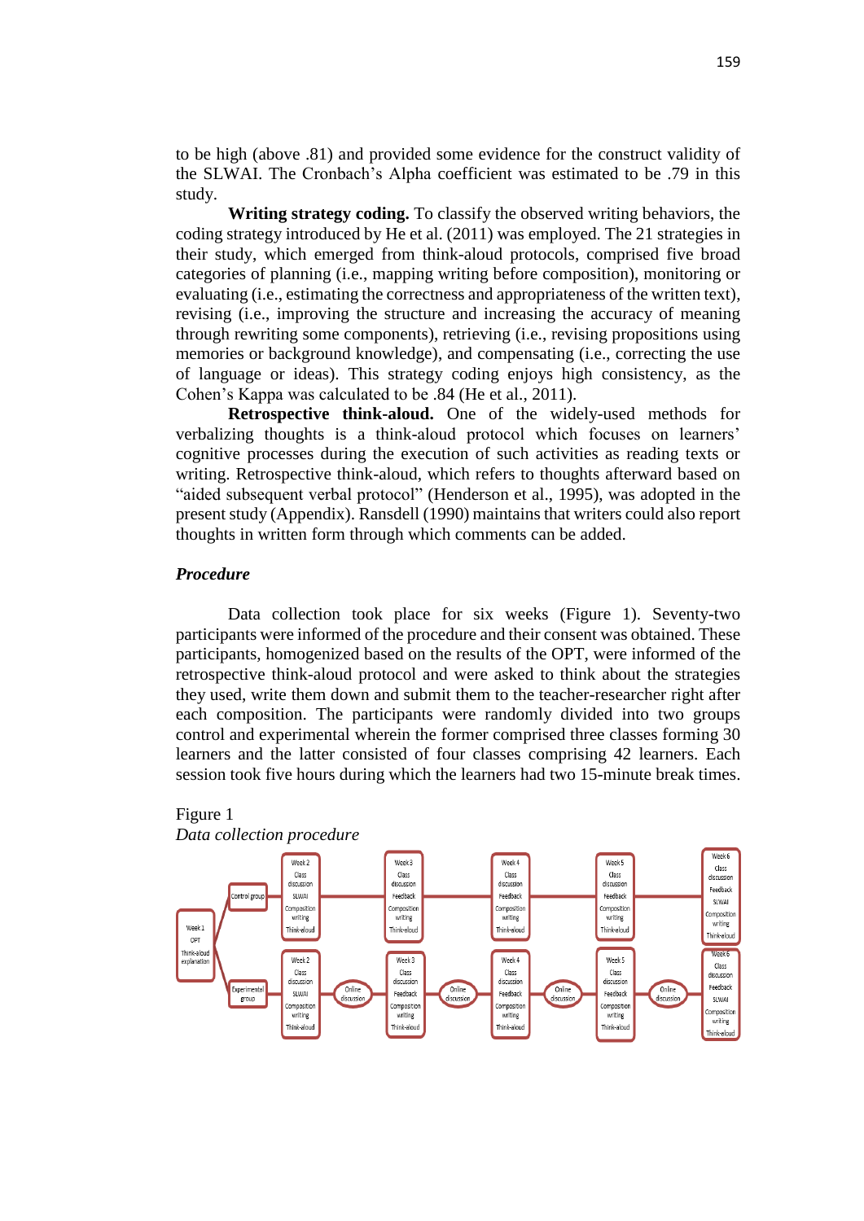to be high (above .81) and provided some evidence for the construct validity of the SLWAI. The Cronbach's Alpha coefficient was estimated to be .79 in this study.

**Writing strategy coding.** To classify the observed writing behaviors, the coding strategy introduced by He et al. (2011) was employed. The 21 strategies in their study, which emerged from think-aloud protocols, comprised five broad categories of planning (i.e., mapping writing before composition), monitoring or evaluating (i.e., estimating the correctness and appropriateness of the written text), revising (i.e., improving the structure and increasing the accuracy of meaning through rewriting some components), retrieving (i.e., revising propositions using memories or background knowledge), and compensating (i.e., correcting the use of language or ideas). This strategy coding enjoys high consistency, as the Cohen's Kappa was calculated to be .84 (He et al., 2011).

**Retrospective think-aloud.** One of the widely-used methods for verbalizing thoughts is a think-aloud protocol which focuses on learners' cognitive processes during the execution of such activities as reading texts or writing. Retrospective think-aloud, which refers to thoughts afterward based on "aided subsequent verbal protocol" (Henderson et al., 1995), was adopted in the present study (Appendix). Ransdell (1990) maintains that writers could also report thoughts in written form through which comments can be added.

### *Procedure*

Data collection took place for six weeks (Figure 1). Seventy-two participants were informed of the procedure and their consent was obtained. These participants, homogenized based on the results of the OPT, were informed of the retrospective think-aloud protocol and were asked to think about the strategies they used, write them down and submit them to the teacher-researcher right after each composition. The participants were randomly divided into two groups control and experimental wherein the former comprised three classes forming 30 learners and the latter consisted of four classes comprising 42 learners. Each session took five hours during which the learners had two 15-minute break times.

Figure 1
*Data collection procedure*

Week 1: OPT, Think-aloud explanation

Control group: Week 2 (Class discussion, SLWAI, Composition writing, Think-aloud) → Week 3 (Class discussion, Feedback, Composition writing, Think-aloud) → Week 4 (Class discussion, Feedback, Composition writing, Think-aloud) → Week 5 (Class discussion, Feedback, Composition writing, Think-aloud) → Week 6 (Class discussion, Feedback, SLWAI, Composition writing, Think-aloud)

Experimental group: Week 2 (Class discussion, SLWAI, Composition writing, Think-aloud) → Online discussion → Week 3 (Class discussion, Feedback, Composition writing, Think-aloud) → Online discussion → Week 4 (Class discussion, Feedback, Composition writing, Think-aloud) → Online discussion → Week 5 (Class discussion, Feedback, Composition writing, Think-aloud) → Online discussion → Week 6 (Class discussion, Feedback, SLWAI, Composition writing, Think-aloud)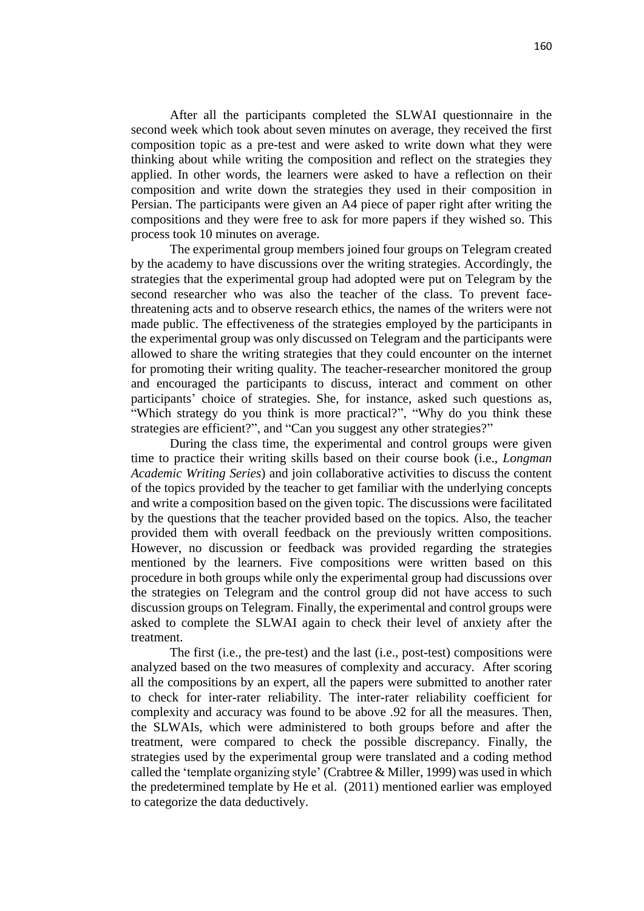After all the participants completed the SLWAI questionnaire in the second week which took about seven minutes on average, they received the first composition topic as a pre-test and were asked to write down what they were thinking about while writing the composition and reflect on the strategies they applied. In other words, the learners were asked to have a reflection on their composition and write down the strategies they used in their composition in Persian. The participants were given an A4 piece of paper right after writing the compositions and they were free to ask for more papers if they wished so. This process took 10 minutes on average.

The experimental group members joined four groups on Telegram created by the academy to have discussions over the writing strategies. Accordingly, the strategies that the experimental group had adopted were put on Telegram by the second researcher who was also the teacher of the class. To prevent face-threatening acts and to observe research ethics, the names of the writers were not made public. The effectiveness of the strategies employed by the participants in the experimental group was only discussed on Telegram and the participants were allowed to share the writing strategies that they could encounter on the internet for promoting their writing quality. The teacher-researcher monitored the group and encouraged the participants to discuss, interact and comment on other participants' choice of strategies. She, for instance, asked such questions as, "Which strategy do you think is more practical?", "Why do you think these strategies are efficient?", and "Can you suggest any other strategies?"

During the class time, the experimental and control groups were given time to practice their writing skills based on their course book (i.e., *Longman Academic Writing Series*) and join collaborative activities to discuss the content of the topics provided by the teacher to get familiar with the underlying concepts and write a composition based on the given topic. The discussions were facilitated by the questions that the teacher provided based on the topics. Also, the teacher provided them with overall feedback on the previously written compositions. However, no discussion or feedback was provided regarding the strategies mentioned by the learners. Five compositions were written based on this procedure in both groups while only the experimental group had discussions over the strategies on Telegram and the control group did not have access to such discussion groups on Telegram. Finally, the experimental and control groups were asked to complete the SLWAI again to check their level of anxiety after the treatment.

The first (i.e., the pre-test) and the last (i.e., post-test) compositions were analyzed based on the two measures of complexity and accuracy. After scoring all the compositions by an expert, all the papers were submitted to another rater to check for inter-rater reliability. The inter-rater reliability coefficient for complexity and accuracy was found to be above .92 for all the measures. Then, the SLWAIs, which were administered to both groups before and after the treatment, were compared to check the possible discrepancy. Finally, the strategies used by the experimental group were translated and a coding method called the 'template organizing style' (Crabtree & Miller, 1999) was used in which the predetermined template by He et al. (2011) mentioned earlier was employed to categorize the data deductively.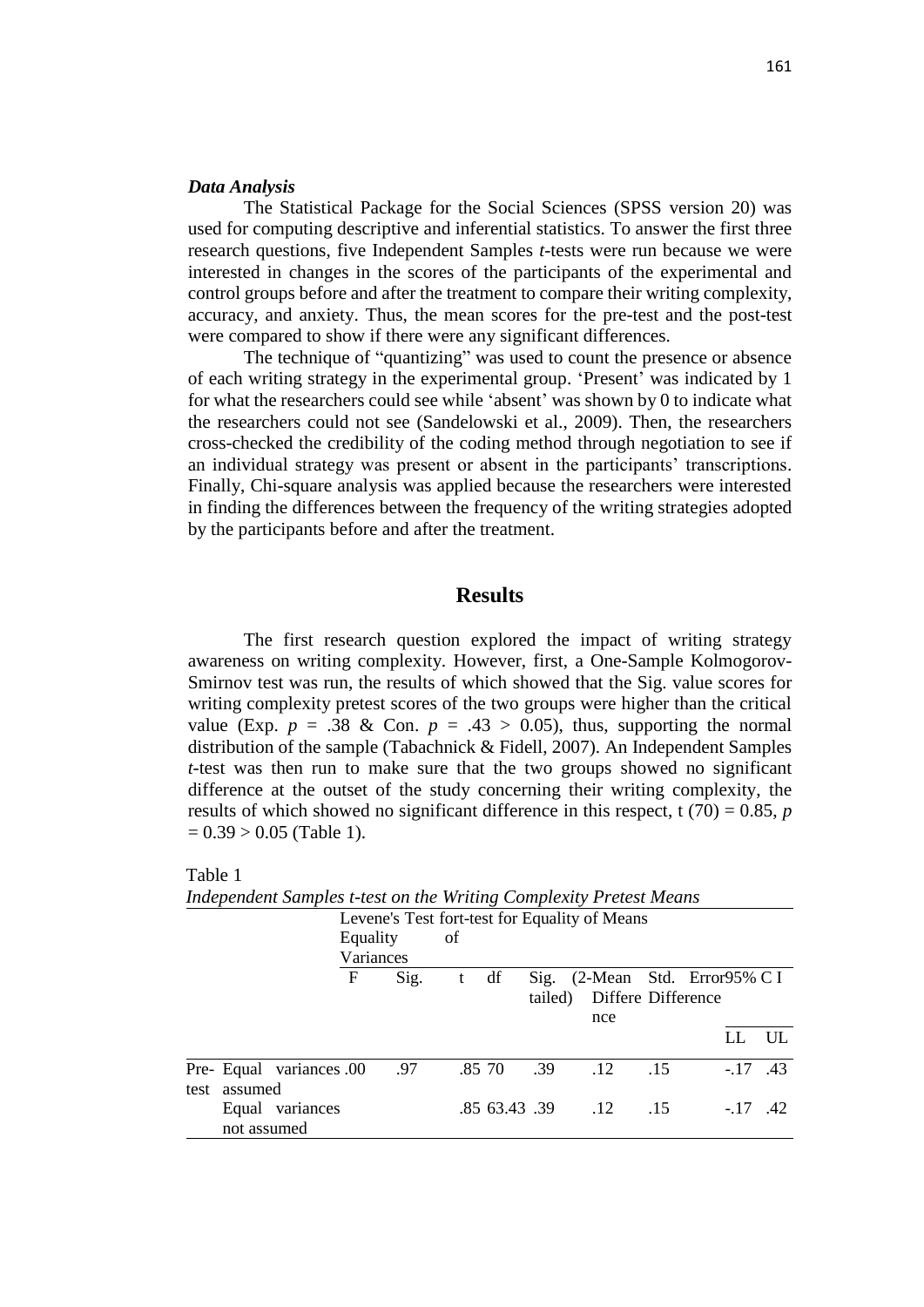### *Data Analysis*

The Statistical Package for the Social Sciences (SPSS version 20) was used for computing descriptive and inferential statistics. To answer the first three research questions, five Independent Samples *t*-tests were run because we were interested in changes in the scores of the participants of the experimental and control groups before and after the treatment to compare their writing complexity, accuracy, and anxiety. Thus, the mean scores for the pre-test and the post-test were compared to show if there were any significant differences.

The technique of "quantizing" was used to count the presence or absence of each writing strategy in the experimental group. 'Present' was indicated by 1 for what the researchers could see while 'absent' was shown by 0 to indicate what the researchers could not see (Sandelowski et al., 2009). Then, the researchers cross-checked the credibility of the coding method through negotiation to see if an individual strategy was present or absent in the participants' transcriptions. Finally, Chi-square analysis was applied because the researchers were interested in finding the differences between the frequency of the writing strategies adopted by the participants before and after the treatment.

## Results

The first research question explored the impact of writing strategy awareness on writing complexity. However, first, a One-Sample Kolmogorov-Smirnov test was run, the results of which showed that the Sig. value scores for writing complexity pretest scores of the two groups were higher than the critical value (Exp. $p = .38$ & Con. $p = .43 > 0.05$), thus, supporting the normal distribution of the sample (Tabachnick & Fidell, 2007). An Independent Samples *t*-test was then run to make sure that the two groups showed no significant difference at the outset of the study concerning their writing complexity, the results of which showed no significant difference in this respect, $t(70) = 0.85$, $p = 0.39 > 0.05$ (Table 1).

Table 1

*Independent Samples t-test on the Writing Complexity Pretest Means*

| | | Levene's Test for Equality of Variances | | t-test for Equality of Means | | | | | | |
|---|---|---|---|---|---|---|---|---|---|---|
| | | F | Sig. | t | df | Sig. (2-tailed) | Mean Difference | Std. Error Difference | 95% C I | |
| | | | | | | | | | LL | UL |
| Pre-test | Equal variances assumed | .00 | .97 | .85 | 70 | .39 | .12 | .15 | -.17 | .43 |
| | Equal variances not assumed | | | .85 | 63.43 | .39 | .12 | .15 | -.17 | .42 |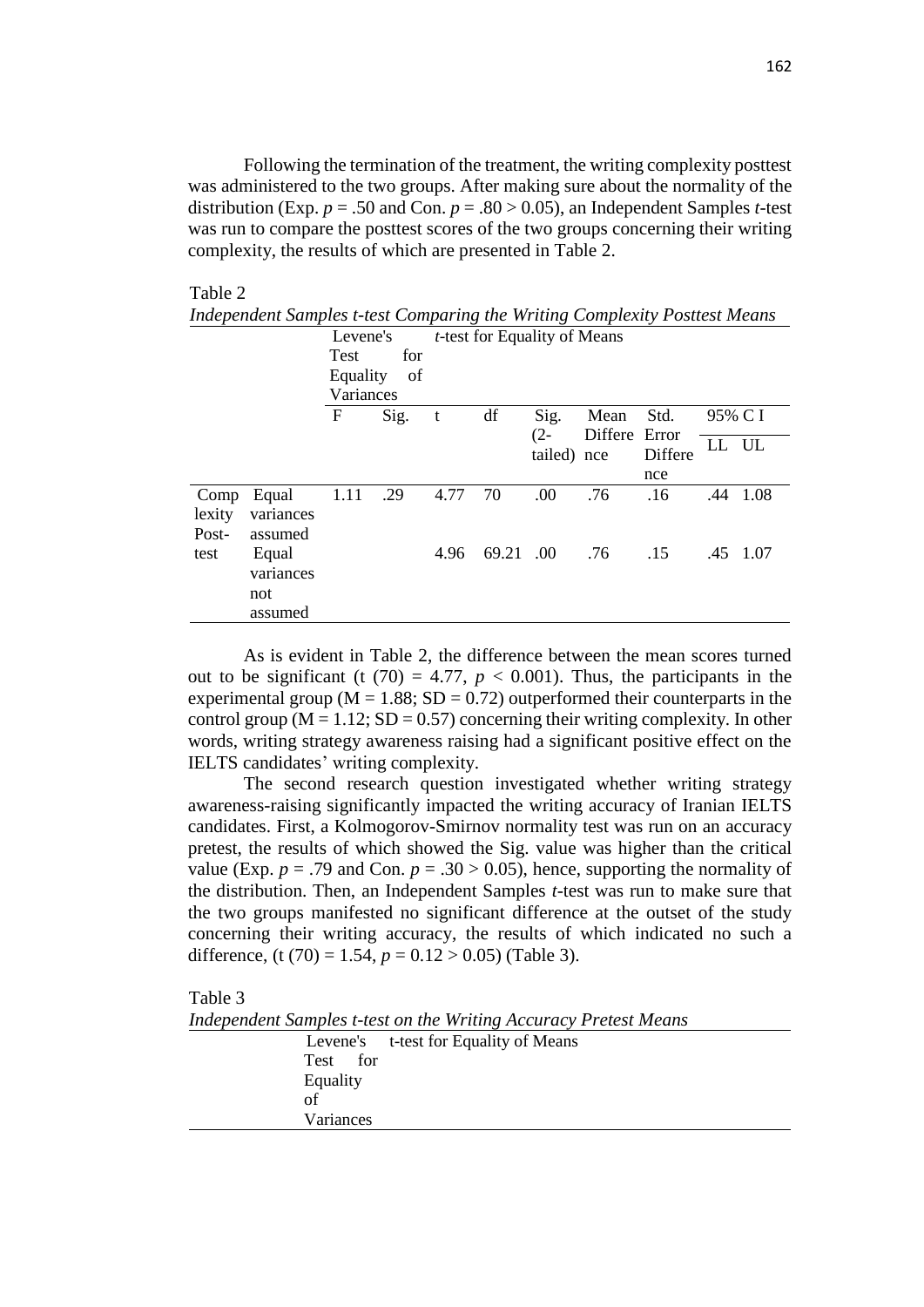Following the termination of the treatment, the writing complexity posttest was administered to the two groups. After making sure about the normality of the distribution (Exp. $p = .50$ and Con. $p = .80 > 0.05$), an Independent Samples *t*-test was run to compare the posttest scores of the two groups concerning their writing complexity, the results of which are presented in Table 2.

Table 2

*Independent Samples t-test Comparing the Writing Complexity Posttest Means*

| | | Levene's Test for Equality of Variances | | *t*-test for Equality of Means | | | | | | |
|---|---|---|---|---|---|---|---|---|---|---|
| | | F | Sig. | t | df | Sig. (2-tailed) | Mean Difference | Std. Error Difference | 95% C I | |
| | | | | | | | | | LL | UL |
| Complexity Post-test | Equal variances assumed | 1.11 | .29 | 4.77 | 70 | .00 | .76 | .16 | .44 | 1.08 |
| | Equal variances not assumed | | | 4.96 | 69.21 | .00 | .76 | .15 | .45 | 1.07 |

As is evident in Table 2, the difference between the mean scores turned out to be significant ($t(70) = 4.77$, $p < 0.001$). Thus, the participants in the experimental group ($M = 1.88$; $SD = 0.72$) outperformed their counterparts in the control group ($M = 1.12$; $SD = 0.57$) concerning their writing complexity. In other words, writing strategy awareness raising had a significant positive effect on the IELTS candidates' writing complexity.

The second research question investigated whether writing strategy awareness-raising significantly impacted the writing accuracy of Iranian IELTS candidates. First, a Kolmogorov-Smirnov normality test was run on an accuracy pretest, the results of which showed the Sig. value was higher than the critical value (Exp. $p = .79$ and Con. $p = .30 > 0.05$), hence, supporting the normality of the distribution. Then, an Independent Samples *t*-test was run to make sure that the two groups manifested no significant difference at the outset of the study concerning their writing accuracy, the results of which indicated no such a difference, ($t(70) = 1.54$, $p = 0.12 > 0.05$) (Table 3).

Table 3

*Independent Samples t-test on the Writing Accuracy Pretest Means*

| | Levene's Test for Equality of Variances | t-test for Equality of Means |
|---|---|---|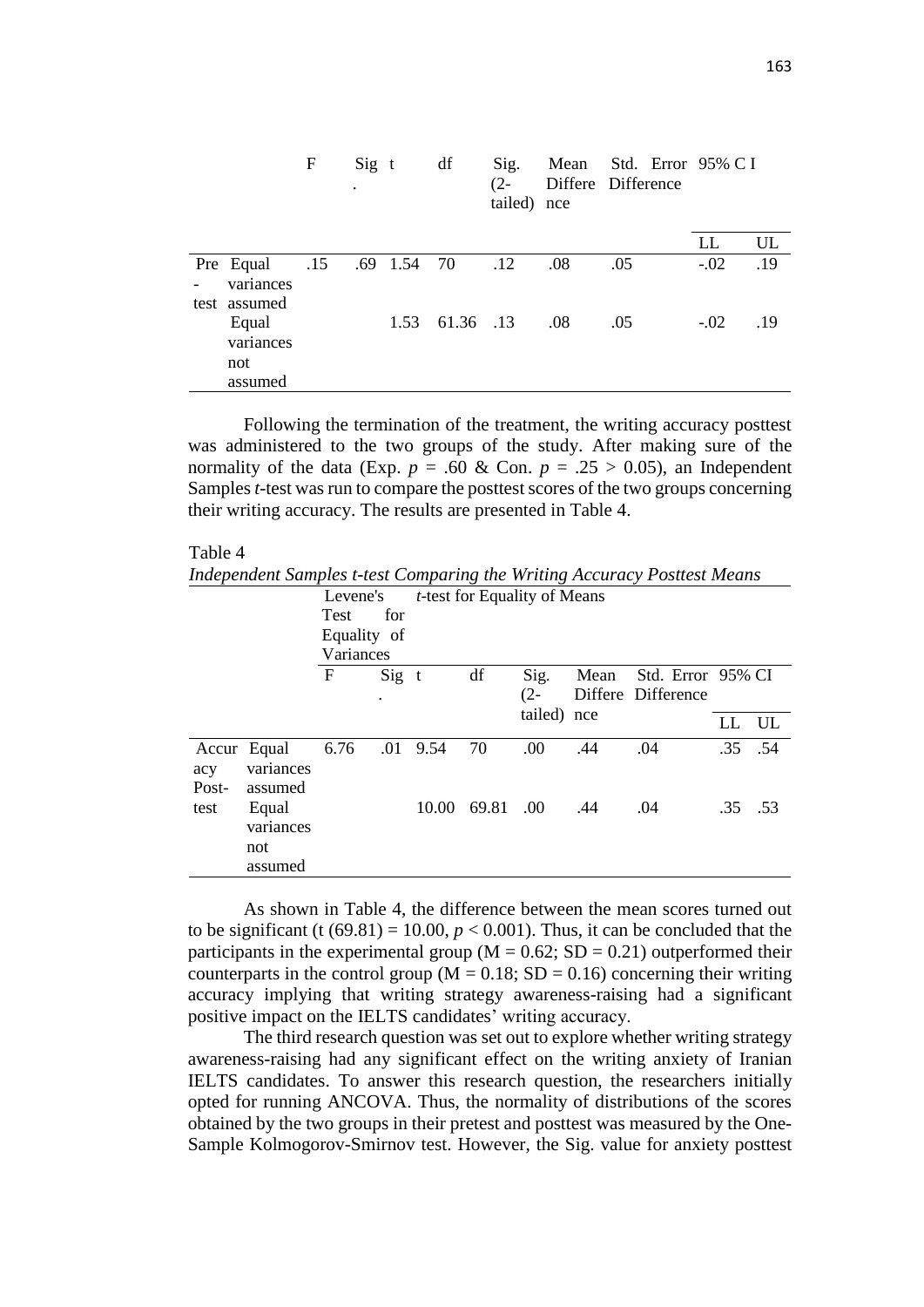| | | F | Sig. | t | df | Sig. (2-tailed) | Mean Difference | Std. Error Difference | 95% C I | |
|---|---|---|---|---|---|---|---|---|---|---|
| | | | | | | | | | LL | UL |
| Pre-test | Equal variances assumed | .15 | .69 | 1.54 | 70 | .12 | .08 | .05 | -.02 | .19 |
| | Equal variances not assumed | | | 1.53 | 61.36 | .13 | .08 | .05 | -.02 | .19 |

Following the termination of the treatment, the writing accuracy posttest was administered to the two groups of the study. After making sure of the normality of the data (Exp. $p = .60$ & Con. $p = .25 > 0.05$), an Independent Samples *t*-test was run to compare the posttest scores of the two groups concerning their writing accuracy. The results are presented in Table 4.

Table 4

*Independent Samples t-test Comparing the Writing Accuracy Posttest Means*

| | | Levene's Test for Equality of Variances | | *t*-test for Equality of Means | | | | | | |
|---|---|---|---|---|---|---|---|---|---|---|
| | | F | Sig. | t | df | Sig. (2-tailed) | Mean Difference | Std. Error Difference | 95% CI | |
| | | | | | | | | | LL | UL |
| Accuracy Post-test | Equal variances assumed | 6.76 | .01 | 9.54 | 70 | .00 | .44 | .04 | .35 | .54 |
| | Equal variances not assumed | | | 10.00 | 69.81 | .00 | .44 | .04 | .35 | .53 |

As shown in Table 4, the difference between the mean scores turned out to be significant ($t(69.81) = 10.00$, $p < 0.001$). Thus, it can be concluded that the participants in the experimental group ($M = 0.62$; $SD = 0.21$) outperformed their counterparts in the control group ($M = 0.18$; $SD = 0.16$) concerning their writing accuracy implying that writing strategy awareness-raising had a significant positive impact on the IELTS candidates' writing accuracy.

The third research question was set out to explore whether writing strategy awareness-raising had any significant effect on the writing anxiety of Iranian IELTS candidates. To answer this research question, the researchers initially opted for running ANCOVA. Thus, the normality of distributions of the scores obtained by the two groups in their pretest and posttest was measured by the One-Sample Kolmogorov-Smirnov test. However, the Sig. value for anxiety posttest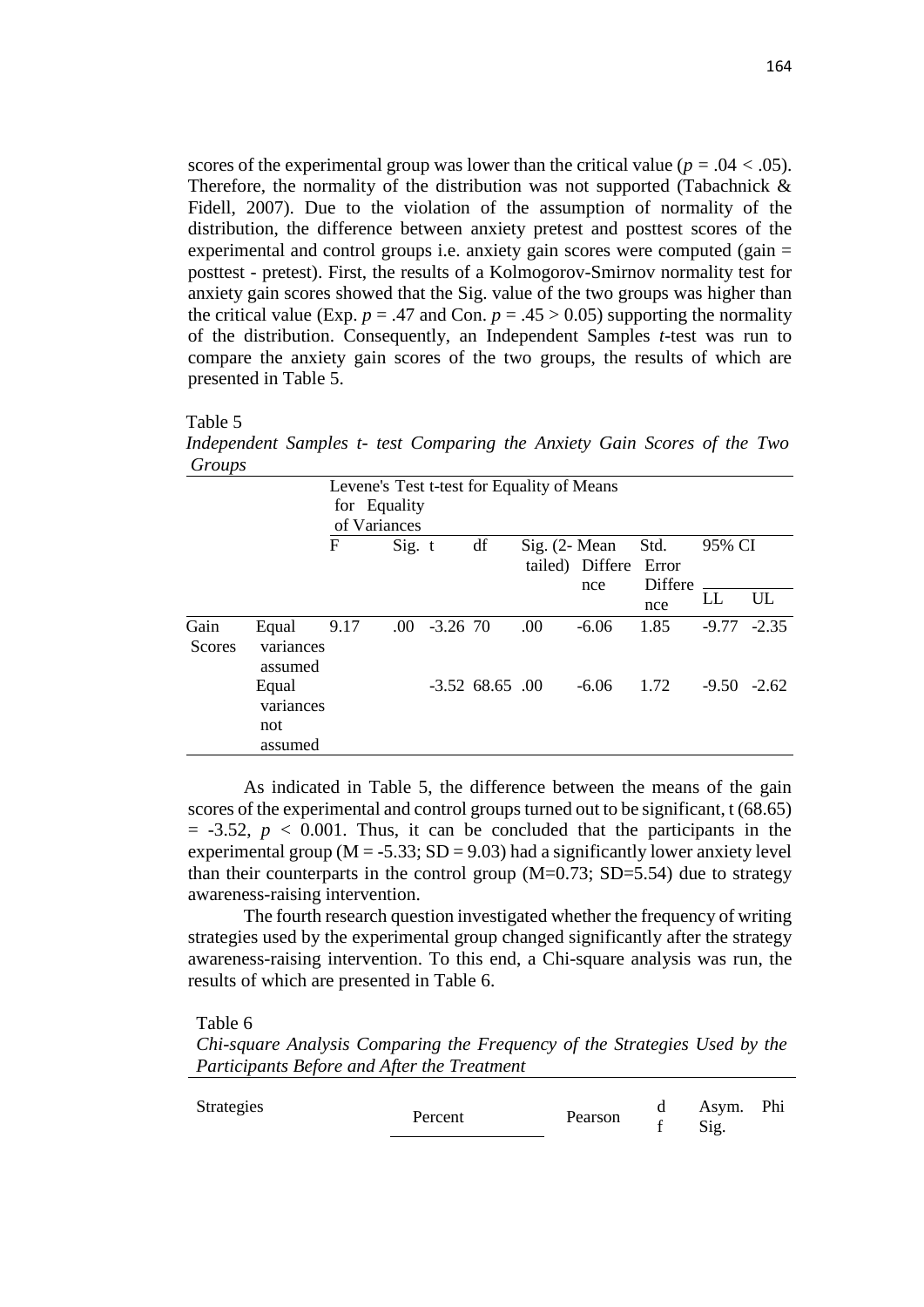scores of the experimental group was lower than the critical value ($p = .04 < .05$). Therefore, the normality of the distribution was not supported (Tabachnick & Fidell, 2007). Due to the violation of the assumption of normality of the distribution, the difference between anxiety pretest and posttest scores of the experimental and control groups i.e. anxiety gain scores were computed (gain = posttest - pretest). First, the results of a Kolmogorov-Smirnov normality test for anxiety gain scores showed that the Sig. value of the two groups was higher than the critical value (Exp. $p = .47$ and Con. $p = .45 > 0.05$) supporting the normality of the distribution. Consequently, an Independent Samples *t*-test was run to compare the anxiety gain scores of the two groups, the results of which are presented in Table 5.

Table 5
*Independent Samples t- test Comparing the Anxiety Gain Scores of the Two Groups*

| | | Levene's Test for Equality of Variances | | t-test for Equality of Means | | | | | | |
|---|---|---|---|---|---|---|---|---|---|---|
| | | F | Sig. | t | df | Sig. (2-tailed) | Mean Difference | Std. Error Difference | 95% CI | |
| | | | | | | | | | LL | UL |
| Gain Scores | Equal variances assumed | 9.17 | .00 | -3.26 | 70 | .00 | -6.06 | 1.85 | -9.77 | -2.35 |
| | Equal variances not assumed | | | -3.52 | 68.65 | .00 | -6.06 | 1.72 | -9.50 | -2.62 |

As indicated in Table 5, the difference between the means of the gain scores of the experimental and control groups turned out to be significant, $t(68.65) = -3.52$, $p < 0.001$. Thus, it can be concluded that the participants in the experimental group ($M = -5.33$; $SD = 9.03$) had a significantly lower anxiety level than their counterparts in the control group ($M=0.73$; $SD=5.54$) due to strategy awareness-raising intervention.

The fourth research question investigated whether the frequency of writing strategies used by the experimental group changed significantly after the strategy awareness-raising intervention. To this end, a Chi-square analysis was run, the results of which are presented in Table 6.

Table 6
*Chi-square Analysis Comparing the Frequency of the Strategies Used by the Participants Before and After the Treatment*

| Strategies | Percent | Pearson | df | Asym. Sig. | Phi |
|---|---|---|---|---|---|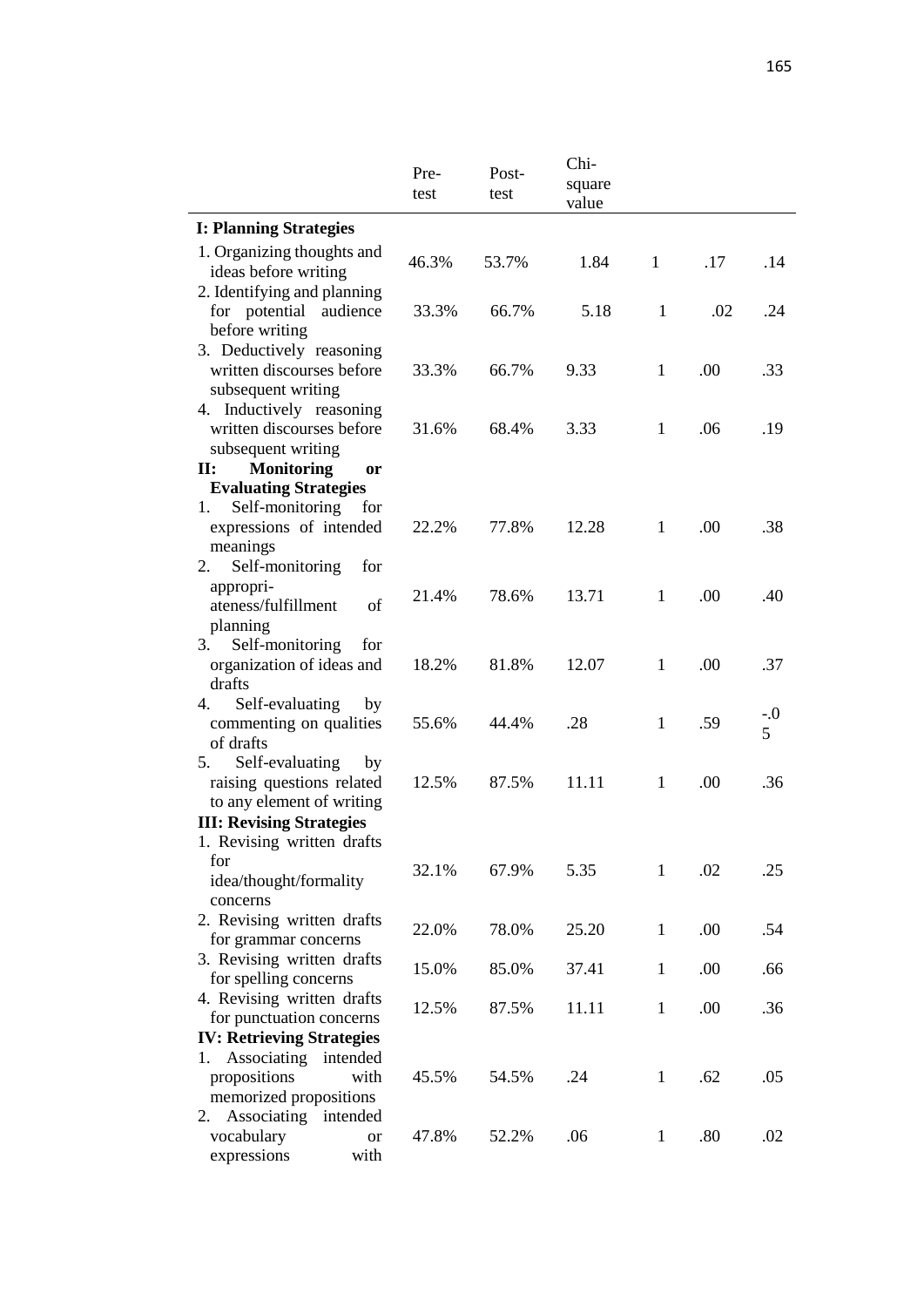| | Pre-test | Post-test | Chi-square value | | | |
|---|---|---|---|---|---|---|
| **I: Planning Strategies** | | | | | | |
| 1. Organizing thoughts and ideas before writing | 46.3% | 53.7% | 1.84 | 1 | .17 | .14 |
| 2. Identifying and planning for potential audience before writing | 33.3% | 66.7% | 5.18 | 1 | .02 | .24 |
| 3. Deductively reasoning written discourses before subsequent writing | 33.3% | 66.7% | 9.33 | 1 | .00 | .33 |
| 4. Inductively reasoning written discourses before subsequent writing | 31.6% | 68.4% | 3.33 | 1 | .06 | .19 |
| **II: Monitoring or Evaluating Strategies** | | | | | | |
| 1. Self-monitoring for expressions of intended meanings | 22.2% | 77.8% | 12.28 | 1 | .00 | .38 |
| 2. Self-monitoring for appropri-ateness/fulfillment of planning | 21.4% | 78.6% | 13.71 | 1 | .00 | .40 |
| 3. Self-monitoring for organization of ideas and drafts | 18.2% | 81.8% | 12.07 | 1 | .00 | .37 |
| 4. Self-evaluating by commenting on qualities of drafts | 55.6% | 44.4% | .28 | 1 | .59 | -.05 |
| 5. Self-evaluating by raising questions related to any element of writing | 12.5% | 87.5% | 11.11 | 1 | .00 | .36 |
| **III: Revising Strategies** | | | | | | |
| 1. Revising written drafts for idea/thought/formality concerns | 32.1% | 67.9% | 5.35 | 1 | .02 | .25 |
| 2. Revising written drafts for grammar concerns | 22.0% | 78.0% | 25.20 | 1 | .00 | .54 |
| 3. Revising written drafts for spelling concerns | 15.0% | 85.0% | 37.41 | 1 | .00 | .66 |
| 4. Revising written drafts for punctuation concerns | 12.5% | 87.5% | 11.11 | 1 | .00 | .36 |
| **IV: Retrieving Strategies** | | | | | | |
| 1. Associating intended propositions with memorized propositions | 45.5% | 54.5% | .24 | 1 | .62 | .05 |
| 2. Associating intended vocabulary or expressions with | 47.8% | 52.2% | .06 | 1 | .80 | .02 |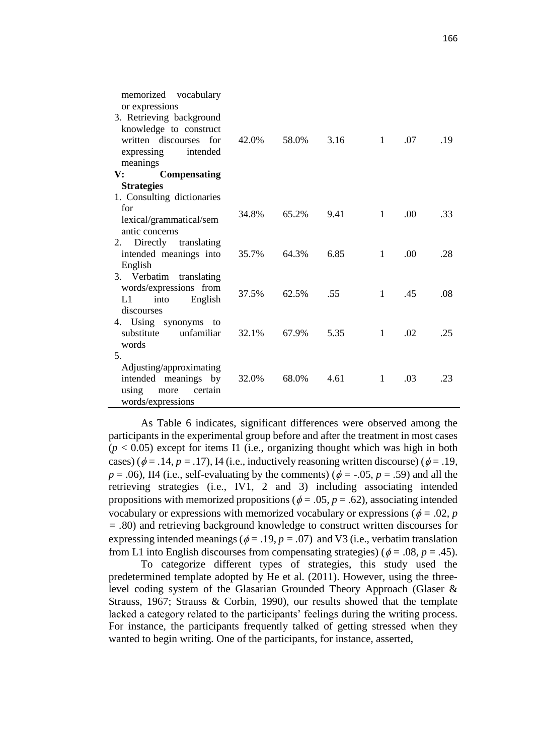| | | | | | | |
|---|---|---|---|---|---|---|
| memorized vocabulary or expressions | | | | | | |
| 3. Retrieving background knowledge to construct written discourses for expressing intended meanings | 42.0% | 58.0% | 3.16 | 1 | .07 | .19 |
| **V: Compensating Strategies** | | | | | | |
| 1. Consulting dictionaries for lexical/grammatical/semantic concerns | 34.8% | 65.2% | 9.41 | 1 | .00 | .33 |
| 2. Directly translating intended meanings into English | 35.7% | 64.3% | 6.85 | 1 | .00 | .28 |
| 3. Verbatim translating words/expressions from L1 into English discourses | 37.5% | 62.5% | .55 | 1 | .45 | .08 |
| 4. Using synonyms to substitute unfamiliar words | 32.1% | 67.9% | 5.35 | 1 | .02 | .25 |
| 5. Adjusting/approximating intended meanings by using more certain words/expressions | 32.0% | 68.0% | 4.61 | 1 | .03 | .23 |

As Table 6 indicates, significant differences were observed among the participants in the experimental group before and after the treatment in most cases ($p < 0.05$) except for items I1 (i.e., organizing thought which was high in both cases) ($\phi = .14$, $p = .17$), I4 (i.e., inductively reasoning written discourse) ($\phi = .19$, $p = .06$), II4 (i.e., self-evaluating by the comments) ($\phi = -.05$, $p = .59$) and all the retrieving strategies (i.e., IV1, 2 and 3) including associating intended propositions with memorized propositions ($\phi = .05$, $p = .62$), associating intended vocabulary or expressions with memorized vocabulary or expressions ($\phi = .02$, $p = .80$) and retrieving background knowledge to construct written discourses for expressing intended meanings ($\phi = .19$, $p = .07$) and V3 (i.e., verbatim translation from L1 into English discourses from compensating strategies) ($\phi = .08$, $p = .45$).

To categorize different types of strategies, this study used the predetermined template adopted by He et al. (2011). However, using the three-level coding system of the Glasarian Grounded Theory Approach (Glaser & Strauss, 1967; Strauss & Corbin, 1990), our results showed that the template lacked a category related to the participants' feelings during the writing process. For instance, the participants frequently talked of getting stressed when they wanted to begin writing. One of the participants, for instance, asserted,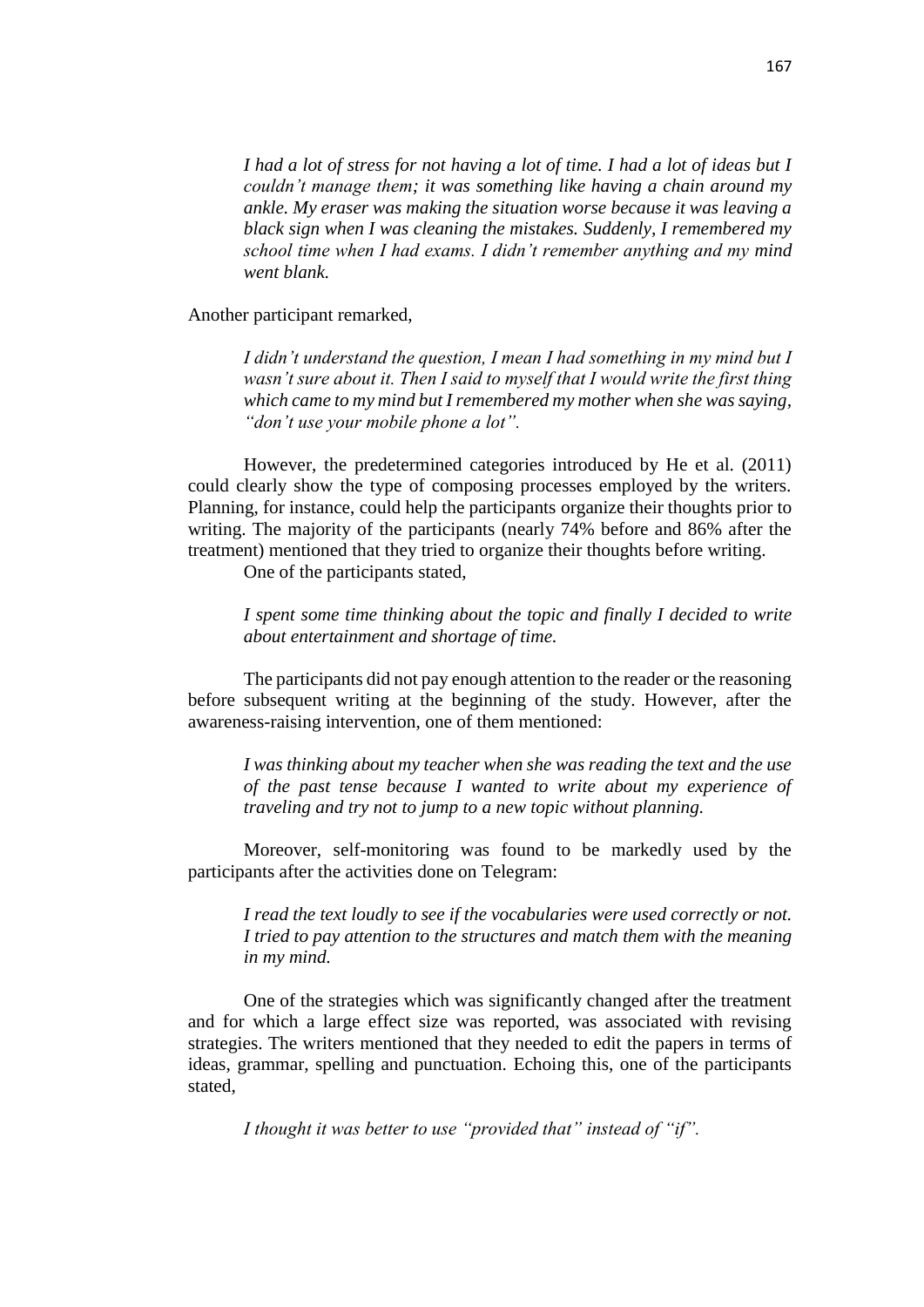*I had a lot of stress for not having a lot of time. I had a lot of ideas but I couldn't manage them; it was something like having a chain around my ankle. My eraser was making the situation worse because it was leaving a black sign when I was cleaning the mistakes. Suddenly, I remembered my school time when I had exams. I didn't remember anything and my mind went blank.*

Another participant remarked,

> *I didn't understand the question, I mean I had something in my mind but I wasn't sure about it. Then I said to myself that I would write the first thing which came to my mind but I remembered my mother when she was saying, "don't use your mobile phone a lot".*

However, the predetermined categories introduced by He et al. (2011) could clearly show the type of composing processes employed by the writers. Planning, for instance, could help the participants organize their thoughts prior to writing. The majority of the participants (nearly 74% before and 86% after the treatment) mentioned that they tried to organize their thoughts before writing.

One of the participants stated,

> *I spent some time thinking about the topic and finally I decided to write about entertainment and shortage of time.*

The participants did not pay enough attention to the reader or the reasoning before subsequent writing at the beginning of the study. However, after the awareness-raising intervention, one of them mentioned:

> *I was thinking about my teacher when she was reading the text and the use of the past tense because I wanted to write about my experience of traveling and try not to jump to a new topic without planning.*

Moreover, self-monitoring was found to be markedly used by the participants after the activities done on Telegram:

> *I read the text loudly to see if the vocabularies were used correctly or not. I tried to pay attention to the structures and match them with the meaning in my mind.*

One of the strategies which was significantly changed after the treatment and for which a large effect size was reported, was associated with revising strategies. The writers mentioned that they needed to edit the papers in terms of ideas, grammar, spelling and punctuation. Echoing this, one of the participants stated,

> *I thought it was better to use "provided that" instead of "if".*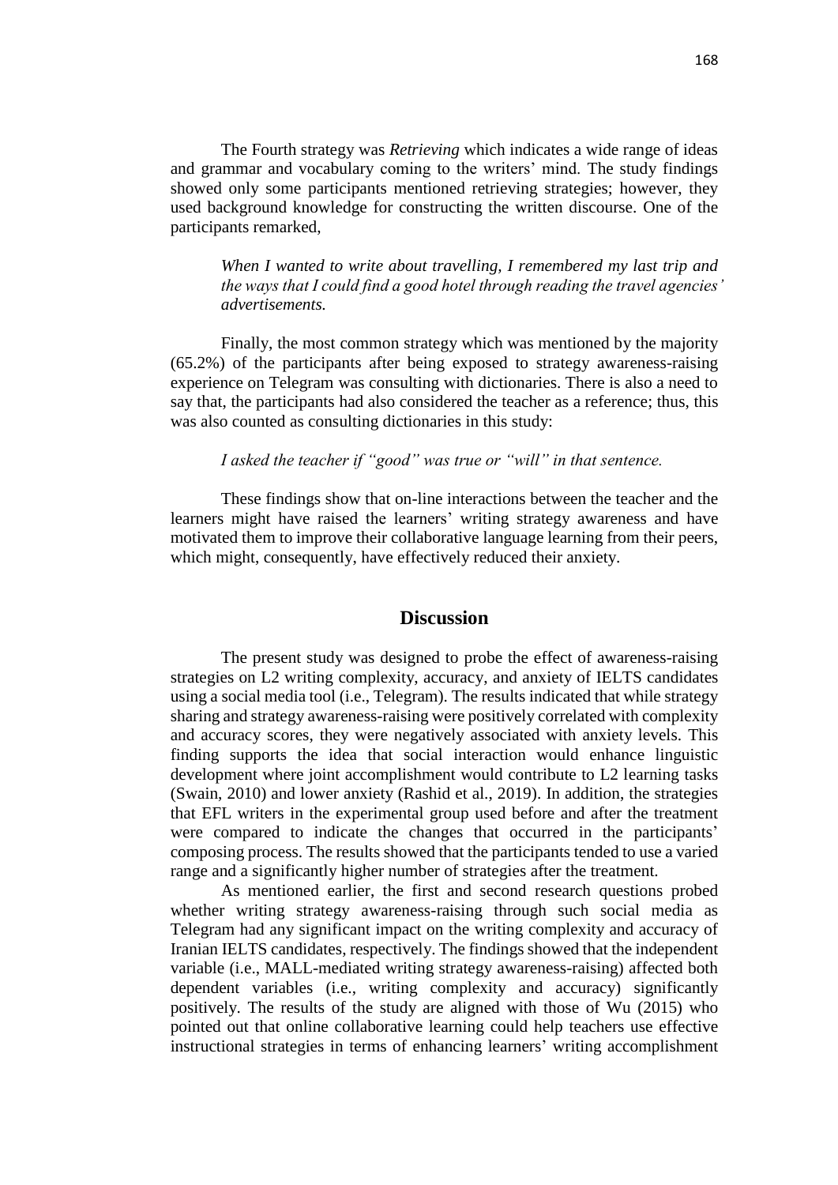The Fourth strategy was *Retrieving* which indicates a wide range of ideas and grammar and vocabulary coming to the writers' mind. The study findings showed only some participants mentioned retrieving strategies; however, they used background knowledge for constructing the written discourse. One of the participants remarked,

> *When I wanted to write about travelling, I remembered my last trip and the ways that I could find a good hotel through reading the travel agencies' advertisements.*

Finally, the most common strategy which was mentioned by the majority (65.2%) of the participants after being exposed to strategy awareness-raising experience on Telegram was consulting with dictionaries. There is also a need to say that, the participants had also considered the teacher as a reference; thus, this was also counted as consulting dictionaries in this study:

> *I asked the teacher if "good" was true or "will" in that sentence.*

These findings show that on-line interactions between the teacher and the learners might have raised the learners' writing strategy awareness and have motivated them to improve their collaborative language learning from their peers, which might, consequently, have effectively reduced their anxiety.

## Discussion

The present study was designed to probe the effect of awareness-raising strategies on L2 writing complexity, accuracy, and anxiety of IELTS candidates using a social media tool (i.e., Telegram). The results indicated that while strategy sharing and strategy awareness-raising were positively correlated with complexity and accuracy scores, they were negatively associated with anxiety levels. This finding supports the idea that social interaction would enhance linguistic development where joint accomplishment would contribute to L2 learning tasks (Swain, 2010) and lower anxiety (Rashid et al., 2019). In addition, the strategies that EFL writers in the experimental group used before and after the treatment were compared to indicate the changes that occurred in the participants' composing process. The results showed that the participants tended to use a varied range and a significantly higher number of strategies after the treatment.

As mentioned earlier, the first and second research questions probed whether writing strategy awareness-raising through such social media as Telegram had any significant impact on the writing complexity and accuracy of Iranian IELTS candidates, respectively. The findings showed that the independent variable (i.e., MALL-mediated writing strategy awareness-raising) affected both dependent variables (i.e., writing complexity and accuracy) significantly positively. The results of the study are aligned with those of Wu (2015) who pointed out that online collaborative learning could help teachers use effective instructional strategies in terms of enhancing learners' writing accomplishment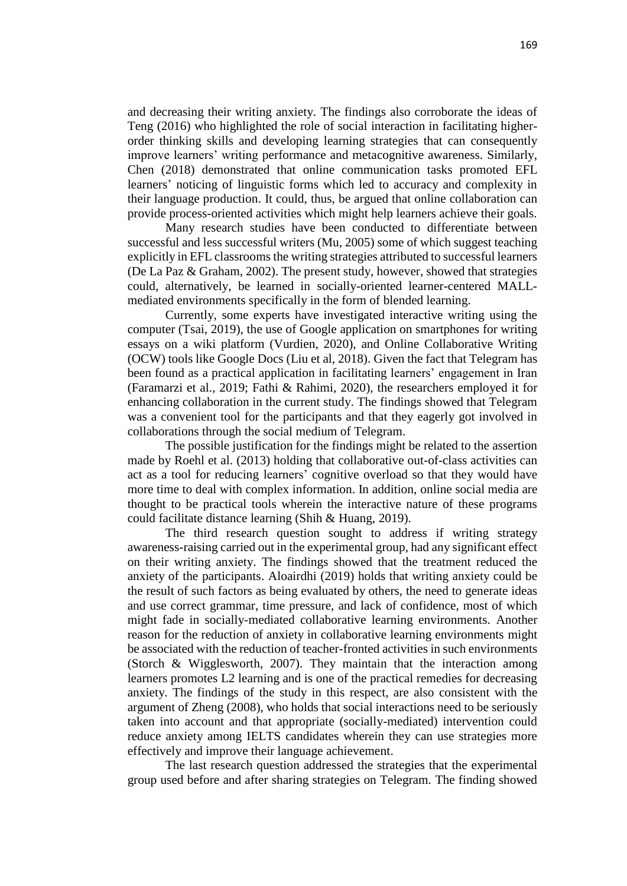and decreasing their writing anxiety. The findings also corroborate the ideas of Teng (2016) who highlighted the role of social interaction in facilitating higher-order thinking skills and developing learning strategies that can consequently improve learners' writing performance and metacognitive awareness. Similarly, Chen (2018) demonstrated that online communication tasks promoted EFL learners' noticing of linguistic forms which led to accuracy and complexity in their language production. It could, thus, be argued that online collaboration can provide process-oriented activities which might help learners achieve their goals.

Many research studies have been conducted to differentiate between successful and less successful writers (Mu, 2005) some of which suggest teaching explicitly in EFL classrooms the writing strategies attributed to successful learners (De La Paz & Graham, 2002). The present study, however, showed that strategies could, alternatively, be learned in socially-oriented learner-centered MALL-mediated environments specifically in the form of blended learning.

Currently, some experts have investigated interactive writing using the computer (Tsai, 2019), the use of Google application on smartphones for writing essays on a wiki platform (Vurdien, 2020), and Online Collaborative Writing (OCW) tools like Google Docs (Liu et al, 2018). Given the fact that Telegram has been found as a practical application in facilitating learners' engagement in Iran (Faramarzi et al., 2019; Fathi & Rahimi, 2020), the researchers employed it for enhancing collaboration in the current study. The findings showed that Telegram was a convenient tool for the participants and that they eagerly got involved in collaborations through the social medium of Telegram.

The possible justification for the findings might be related to the assertion made by Roehl et al. (2013) holding that collaborative out-of-class activities can act as a tool for reducing learners' cognitive overload so that they would have more time to deal with complex information. In addition, online social media are thought to be practical tools wherein the interactive nature of these programs could facilitate distance learning (Shih & Huang, 2019).

The third research question sought to address if writing strategy awareness-raising carried out in the experimental group, had any significant effect on their writing anxiety. The findings showed that the treatment reduced the anxiety of the participants. Aloairdhi (2019) holds that writing anxiety could be the result of such factors as being evaluated by others, the need to generate ideas and use correct grammar, time pressure, and lack of confidence, most of which might fade in socially-mediated collaborative learning environments. Another reason for the reduction of anxiety in collaborative learning environments might be associated with the reduction of teacher-fronted activities in such environments (Storch & Wigglesworth, 2007). They maintain that the interaction among learners promotes L2 learning and is one of the practical remedies for decreasing anxiety. The findings of the study in this respect, are also consistent with the argument of Zheng (2008), who holds that social interactions need to be seriously taken into account and that appropriate (socially-mediated) intervention could reduce anxiety among IELTS candidates wherein they can use strategies more effectively and improve their language achievement.

The last research question addressed the strategies that the experimental group used before and after sharing strategies on Telegram. The finding showed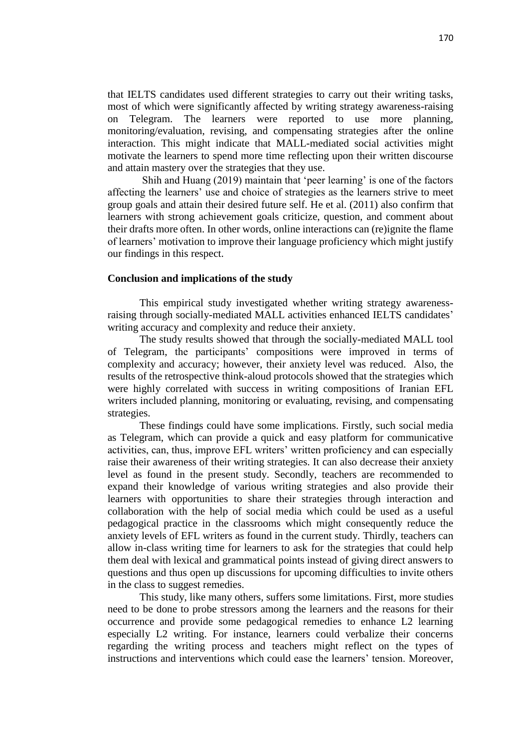that IELTS candidates used different strategies to carry out their writing tasks, most of which were significantly affected by writing strategy awareness-raising on Telegram. The learners were reported to use more planning, monitoring/evaluation, revising, and compensating strategies after the online interaction. This might indicate that MALL-mediated social activities might motivate the learners to spend more time reflecting upon their written discourse and attain mastery over the strategies that they use.

Shih and Huang (2019) maintain that 'peer learning' is one of the factors affecting the learners' use and choice of strategies as the learners strive to meet group goals and attain their desired future self. He et al. (2011) also confirm that learners with strong achievement goals criticize, question, and comment about their drafts more often. In other words, online interactions can (re)ignite the flame of learners' motivation to improve their language proficiency which might justify our findings in this respect.

## Conclusion and implications of the study

This empirical study investigated whether writing strategy awareness-raising through socially-mediated MALL activities enhanced IELTS candidates' writing accuracy and complexity and reduce their anxiety.

The study results showed that through the socially-mediated MALL tool of Telegram, the participants' compositions were improved in terms of complexity and accuracy; however, their anxiety level was reduced. Also, the results of the retrospective think-aloud protocols showed that the strategies which were highly correlated with success in writing compositions of Iranian EFL writers included planning, monitoring or evaluating, revising, and compensating strategies.

These findings could have some implications. Firstly, such social media as Telegram, which can provide a quick and easy platform for communicative activities, can, thus, improve EFL writers' written proficiency and can especially raise their awareness of their writing strategies. It can also decrease their anxiety level as found in the present study. Secondly, teachers are recommended to expand their knowledge of various writing strategies and also provide their learners with opportunities to share their strategies through interaction and collaboration with the help of social media which could be used as a useful pedagogical practice in the classrooms which might consequently reduce the anxiety levels of EFL writers as found in the current study. Thirdly, teachers can allow in-class writing time for learners to ask for the strategies that could help them deal with lexical and grammatical points instead of giving direct answers to questions and thus open up discussions for upcoming difficulties to invite others in the class to suggest remedies.

This study, like many others, suffers some limitations. First, more studies need to be done to probe stressors among the learners and the reasons for their occurrence and provide some pedagogical remedies to enhance L2 learning especially L2 writing. For instance, learners could verbalize their concerns regarding the writing process and teachers might reflect on the types of instructions and interventions which could ease the learners' tension. Moreover,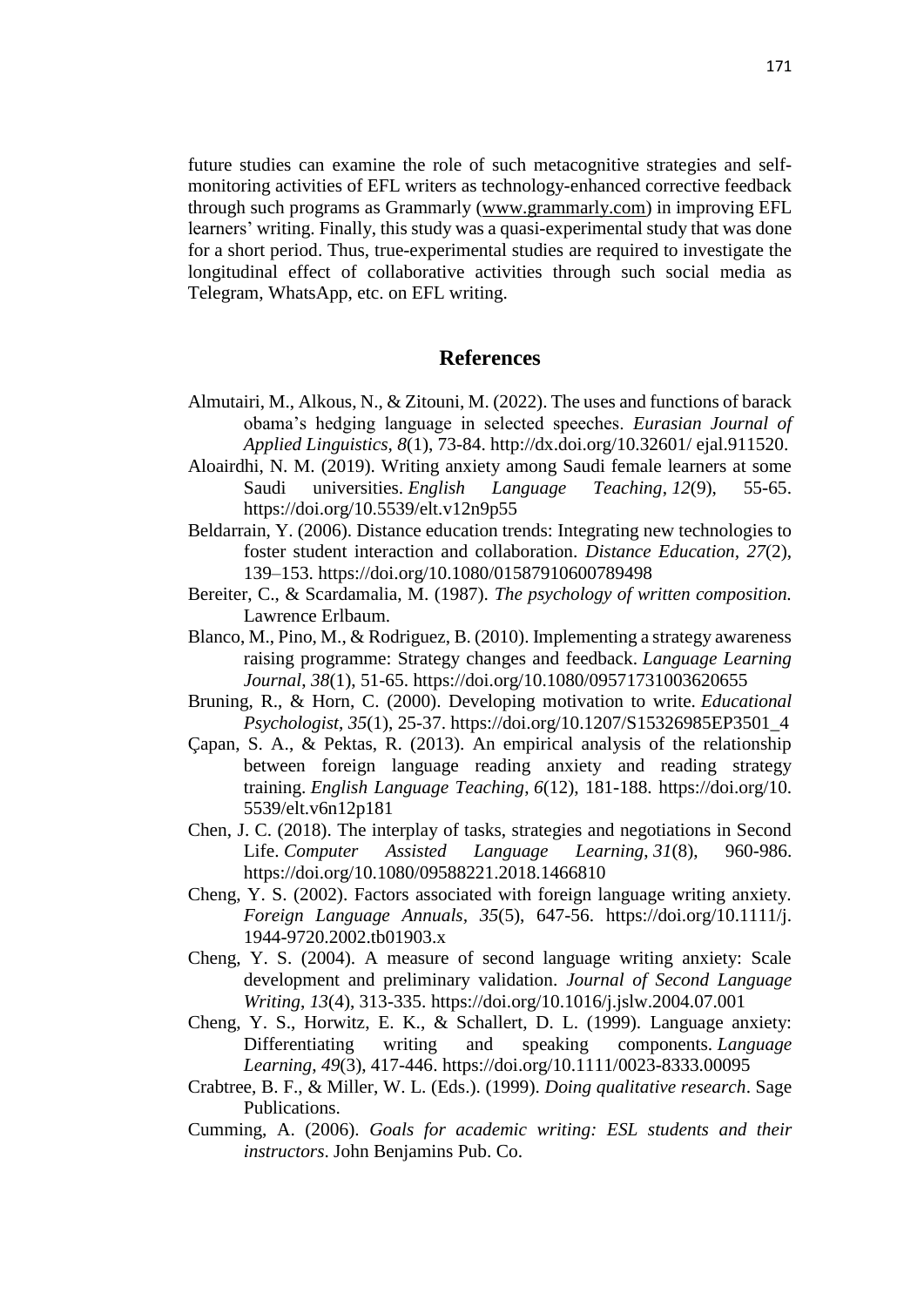future studies can examine the role of such metacognitive strategies and self-monitoring activities of EFL writers as technology-enhanced corrective feedback through such programs as Grammarly (www.grammarly.com) in improving EFL learners' writing. Finally, this study was a quasi-experimental study that was done for a short period. Thus, true-experimental studies are required to investigate the longitudinal effect of collaborative activities through such social media as Telegram, WhatsApp, etc. on EFL writing.

## References

Almutairi, M., Alkous, N., & Zitouni, M. (2022). The uses and functions of barack obama's hedging language in selected speeches. *Eurasian Journal of Applied Linguistics*, *8*(1), 73-84. http://dx.doi.org/10.32601/ ejal.911520.

Aloairdhi, N. M. (2019). Writing anxiety among Saudi female learners at some Saudi universities. *English Language Teaching*, *12*(9), 55-65. https://doi.org/10.5539/elt.v12n9p55

Beldarrain, Y. (2006). Distance education trends: Integrating new technologies to foster student interaction and collaboration. *Distance Education*, *27*(2), 139–153. https://doi.org/10.1080/01587910600789498

Bereiter, C., & Scardamalia, M. (1987). *The psychology of written composition.* Lawrence Erlbaum.

Blanco, M., Pino, M., & Rodriguez, B. (2010). Implementing a strategy awareness raising programme: Strategy changes and feedback. *Language Learning Journal*, *38*(1), 51-65. https://doi.org/10.1080/09571731003620655

Bruning, R., & Horn, C. (2000). Developing motivation to write. *Educational Psychologist*, *35*(1), 25-37. https://doi.org/10.1207/S15326985EP3501_4

Çapan, S. A., & Pektas, R. (2013). An empirical analysis of the relationship between foreign language reading anxiety and reading strategy training. *English Language Teaching*, *6*(12), 181-188. https://doi.org/10. 5539/elt.v6n12p181

Chen, J. C. (2018). The interplay of tasks, strategies and negotiations in Second Life. *Computer Assisted Language Learning*, *31*(8), 960-986. https://doi.org/10.1080/09588221.2018.1466810

Cheng, Y. S. (2002). Factors associated with foreign language writing anxiety. *Foreign Language Annuals*, *35*(5), 647-56. https://doi.org/10.1111/j. 1944-9720.2002.tb01903.x

Cheng, Y. S. (2004). A measure of second language writing anxiety: Scale development and preliminary validation. *Journal of Second Language Writing*, *13*(4), 313-335. https://doi.org/10.1016/j.jslw.2004.07.001

Cheng, Y. S., Horwitz, E. K., & Schallert, D. L. (1999). Language anxiety: Differentiating writing and speaking components. *Language Learning*, *49*(3), 417-446. https://doi.org/10.1111/0023-8333.00095

Crabtree, B. F., & Miller, W. L. (Eds.). (1999). *Doing qualitative research*. Sage Publications.

Cumming, A. (2006). *Goals for academic writing: ESL students and their instructors*. John Benjamins Pub. Co.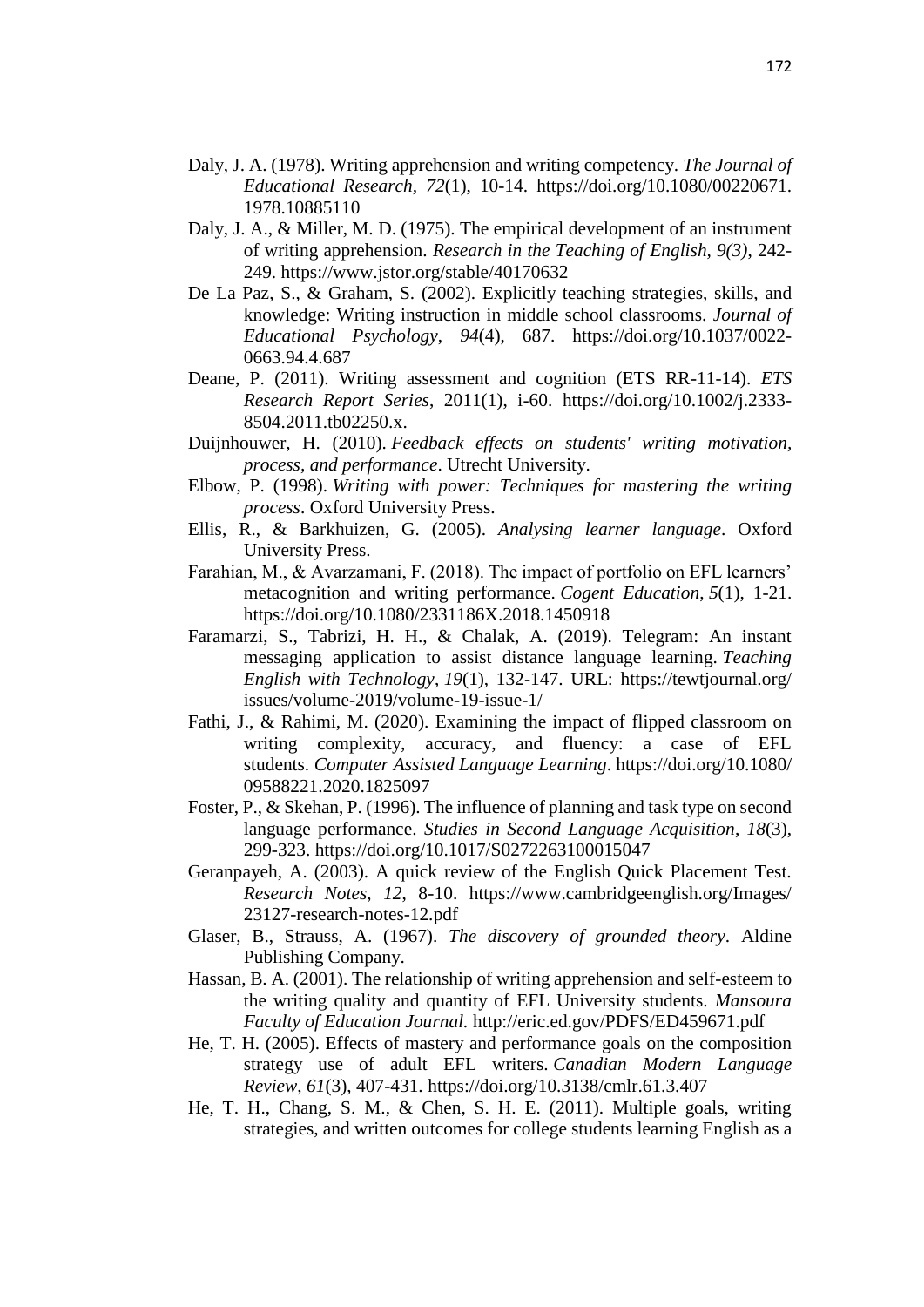Daly, J. A. (1978). Writing apprehension and writing competency. *The Journal of Educational Research, 72*(1), 10-14. https://doi.org/10.1080/00220671.1978.10885110

Daly, J. A., & Miller, M. D. (1975). The empirical development of an instrument of writing apprehension. *Research in the Teaching of English, 9(3)*, 242-249. https://www.jstor.org/stable/40170632

De La Paz, S., & Graham, S. (2002). Explicitly teaching strategies, skills, and knowledge: Writing instruction in middle school classrooms. *Journal of Educational Psychology*, *94*(4), 687. https://doi.org/10.1037/0022-0663.94.4.687

Deane, P. (2011). Writing assessment and cognition (ETS RR-11-14). *ETS Research Report Series*, 2011(1), i-60. https://doi.org/10.1002/j.2333-8504.2011.tb02250.x.

Duijnhouwer, H. (2010). *Feedback effects on students' writing motivation, process, and performance*. Utrecht University.

Elbow, P. (1998). *Writing with power: Techniques for mastering the writing process*. Oxford University Press.

Ellis, R., & Barkhuizen, G. (2005). *Analysing learner language*. Oxford University Press.

Farahian, M., & Avarzamani, F. (2018). The impact of portfolio on EFL learners' metacognition and writing performance. *Cogent Education*, *5*(1), 1-21. https://doi.org/10.1080/2331186X.2018.1450918

Faramarzi, S., Tabrizi, H. H., & Chalak, A. (2019). Telegram: An instant messaging application to assist distance language learning. *Teaching English with Technology*, *19*(1), 132-147. URL: https://tewtjournal.org/issues/volume-2019/volume-19-issue-1/

Fathi, J., & Rahimi, M. (2020). Examining the impact of flipped classroom on writing complexity, accuracy, and fluency: a case of EFL students. *Computer Assisted Language Learning*. https://doi.org/10.1080/09588221.2020.1825097

Foster, P., & Skehan, P. (1996). The influence of planning and task type on second language performance. *Studies in Second Language Acquisition*, *18*(3), 299-323. https://doi.org/10.1017/S0272263100015047

Geranpayeh, A. (2003). A quick review of the English Quick Placement Test. *Research Notes*, *12*, 8-10. https://www.cambridgeenglish.org/Images/23127-research-notes-12.pdf

Glaser, B., Strauss, A. (1967). *The discovery of grounded theory*. Aldine Publishing Company.

Hassan, B. A. (2001). The relationship of writing apprehension and self-esteem to the writing quality and quantity of EFL University students. *Mansoura Faculty of Education Journal.* http://eric.ed.gov/PDFS/ED459671.pdf

He, T. H. (2005). Effects of mastery and performance goals on the composition strategy use of adult EFL writers. *Canadian Modern Language Review*, *61*(3), 407-431. https://doi.org/10.3138/cmlr.61.3.407

He, T. H., Chang, S. M., & Chen, S. H. E. (2011). Multiple goals, writing strategies, and written outcomes for college students learning English as a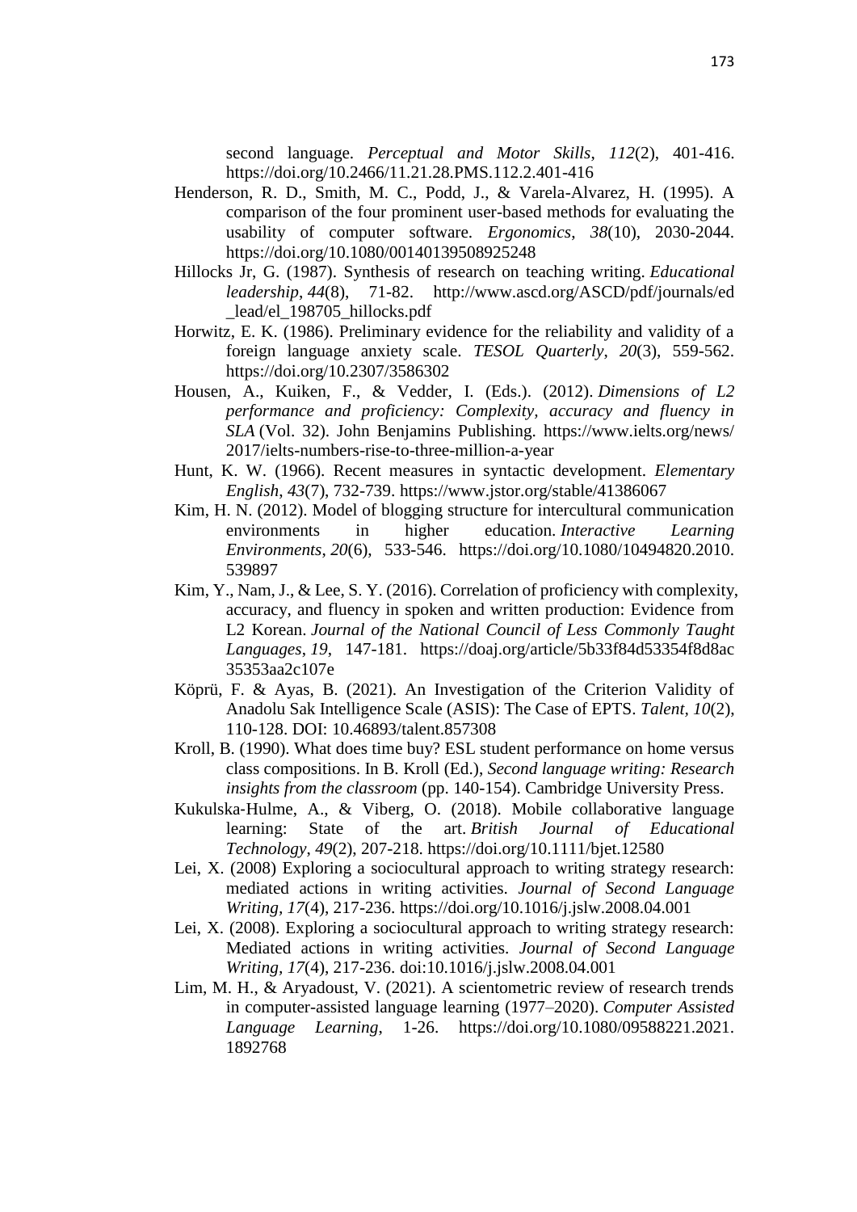second language. *Perceptual and Motor Skills*, *112*(2), 401-416. https://doi.org/10.2466/11.21.28.PMS.112.2.401-416

Henderson, R. D., Smith, M. C., Podd, J., & Varela-Alvarez, H. (1995). A comparison of the four prominent user-based methods for evaluating the usability of computer software. *Ergonomics*, *38*(10), 2030-2044. https://doi.org/10.1080/00140139508925248

Hillocks Jr, G. (1987). Synthesis of research on teaching writing. *Educational leadership*, *44*(8), 71-82. http://www.ascd.org/ASCD/pdf/journals/ed_lead/el_198705_hillocks.pdf

Horwitz, E. K. (1986). Preliminary evidence for the reliability and validity of a foreign language anxiety scale. *TESOL Quarterly*, *20*(3), 559-562. https://doi.org/10.2307/3586302

Housen, A., Kuiken, F., & Vedder, I. (Eds.). (2012). *Dimensions of L2 performance and proficiency: Complexity, accuracy and fluency in SLA* (Vol. 32). John Benjamins Publishing. https://www.ielts.org/news/2017/ielts-numbers-rise-to-three-million-a-year

Hunt, K. W. (1966). Recent measures in syntactic development. *Elementary English*, *43*(7), 732-739. https://www.jstor.org/stable/41386067

Kim, H. N. (2012). Model of blogging structure for intercultural communication environments in higher education. *Interactive Learning Environments*, *20*(6), 533-546. https://doi.org/10.1080/10494820.2010.539897

Kim, Y., Nam, J., & Lee, S. Y. (2016). Correlation of proficiency with complexity, accuracy, and fluency in spoken and written production: Evidence from L2 Korean. *Journal of the National Council of Less Commonly Taught Languages*, *19*, 147-181. https://doaj.org/article/5b33f84d53354f8d8ac35353aa2c107e

Köprü, F. & Ayas, B. (2021). An Investigation of the Criterion Validity of Anadolu Sak Intelligence Scale (ASIS): The Case of EPTS. *Talent*, *10*(2), 110-128. DOI: 10.46893/talent.857308

Kroll, B. (1990). What does time buy? ESL student performance on home versus class compositions. In B. Kroll (Ed.), *Second language writing: Research insights from the classroom* (pp. 140-154). Cambridge University Press.

Kukulska‐Hulme, A., & Viberg, O. (2018). Mobile collaborative language learning: State of the art. *British Journal of Educational Technology*, *49*(2), 207-218. https://doi.org/10.1111/bjet.12580

Lei, X. (2008) Exploring a sociocultural approach to writing strategy research: mediated actions in writing activities. *Journal of Second Language Writing*, *17*(4), 217-236. https://doi.org/10.1016/j.jslw.2008.04.001

Lei, X. (2008). Exploring a sociocultural approach to writing strategy research: Mediated actions in writing activities. *Journal of Second Language Writing*, *17*(4), 217-236. doi:10.1016/j.jslw.2008.04.001

Lim, M. H., & Aryadoust, V. (2021). A scientometric review of research trends in computer-assisted language learning (1977–2020). *Computer Assisted Language Learning*, 1-26. https://doi.org/10.1080/09588221.2021.1892768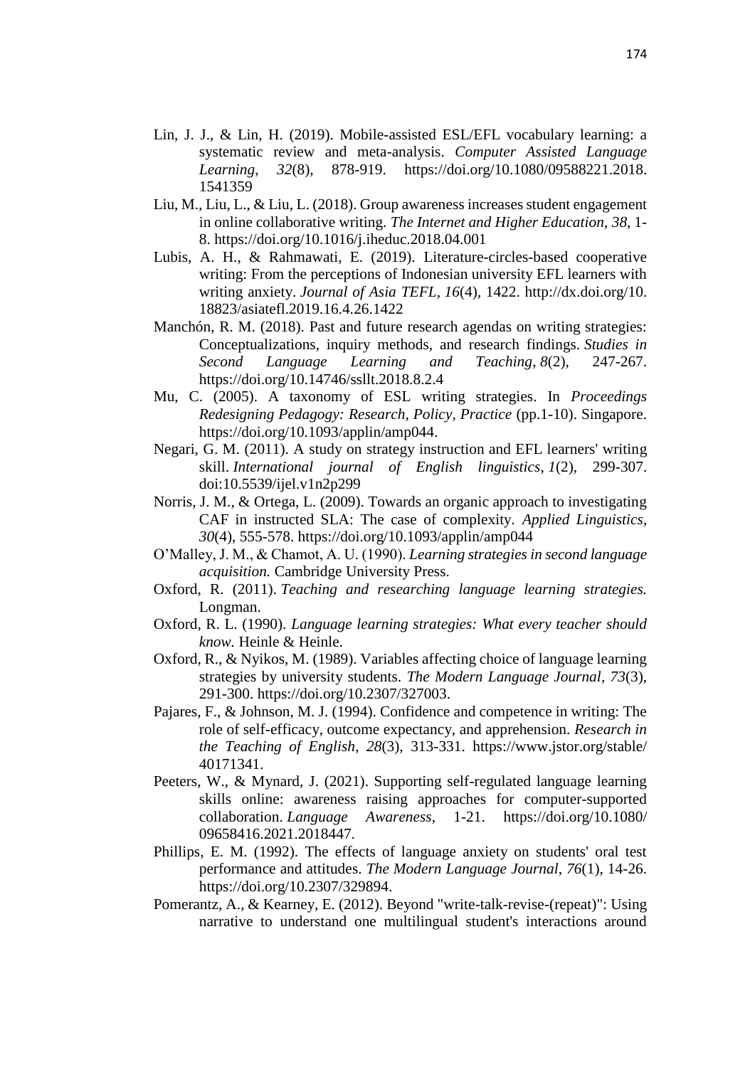Lin, J. J., & Lin, H. (2019). Mobile-assisted ESL/EFL vocabulary learning: a systematic review and meta-analysis. *Computer Assisted Language Learning*, *32*(8), 878-919. https://doi.org/10.1080/09588221.2018.1541359

Liu, M., Liu, L., & Liu, L. (2018). Group awareness increases student engagement in online collaborative writing. *The Internet and Higher Education*, *38*, 1-8. https://doi.org/10.1016/j.iheduc.2018.04.001

Lubis, A. H., & Rahmawati, E. (2019). Literature-circles-based cooperative writing: From the perceptions of Indonesian university EFL learners with writing anxiety. *Journal of Asia TEFL*, *16*(4), 1422. http://dx.doi.org/10.18823/asiatefl.2019.16.4.26.1422

Manchón, R. M. (2018). Past and future research agendas on writing strategies: Conceptualizations, inquiry methods, and research findings. *Studies in Second Language Learning and Teaching*, *8*(2), 247-267. https://doi.org/10.14746/ssllt.2018.8.2.4

Mu, C. (2005). A taxonomy of ESL writing strategies. In *Proceedings Redesigning Pedagogy: Research, Policy, Practice* (pp.1-10). Singapore. https://doi.org/10.1093/applin/amp044.

Negari, G. M. (2011). A study on strategy instruction and EFL learners' writing skill. *International journal of English linguistics*, *1*(2), 299-307. doi:10.5539/ijel.v1n2p299

Norris, J. M., & Ortega, L. (2009). Towards an organic approach to investigating CAF in instructed SLA: The case of complexity. *Applied Linguistics*, *30*(4), 555-578. https://doi.org/10.1093/applin/amp044

O'Malley, J. M., & Chamot, A. U. (1990). *Learning strategies in second language acquisition.* Cambridge University Press.

Oxford, R. (2011). *Teaching and researching language learning strategies.* Longman.

Oxford, R. L. (1990). *Language learning strategies: What every teacher should know.* Heinle & Heinle.

Oxford, R., & Nyikos, M. (1989). Variables affecting choice of language learning strategies by university students. *The Modern Language Journal*, *73*(3), 291-300. https://doi.org/10.2307/327003.

Pajares, F., & Johnson, M. J. (1994). Confidence and competence in writing: The role of self-efficacy, outcome expectancy, and apprehension. *Research in the Teaching of English*, *28*(3), 313-331. https://www.jstor.org/stable/40171341.

Peeters, W., & Mynard, J. (2021). Supporting self-regulated language learning skills online: awareness raising approaches for computer-supported collaboration. *Language Awareness*, 1-21. https://doi.org/10.1080/09658416.2021.2018447.

Phillips, E. M. (1992). The effects of language anxiety on students' oral test performance and attitudes. *The Modern Language Journal*, *76*(1), 14-26. https://doi.org/10.2307/329894.

Pomerantz, A., & Kearney, E. (2012). Beyond "write-talk-revise-(repeat)": Using narrative to understand one multilingual student's interactions around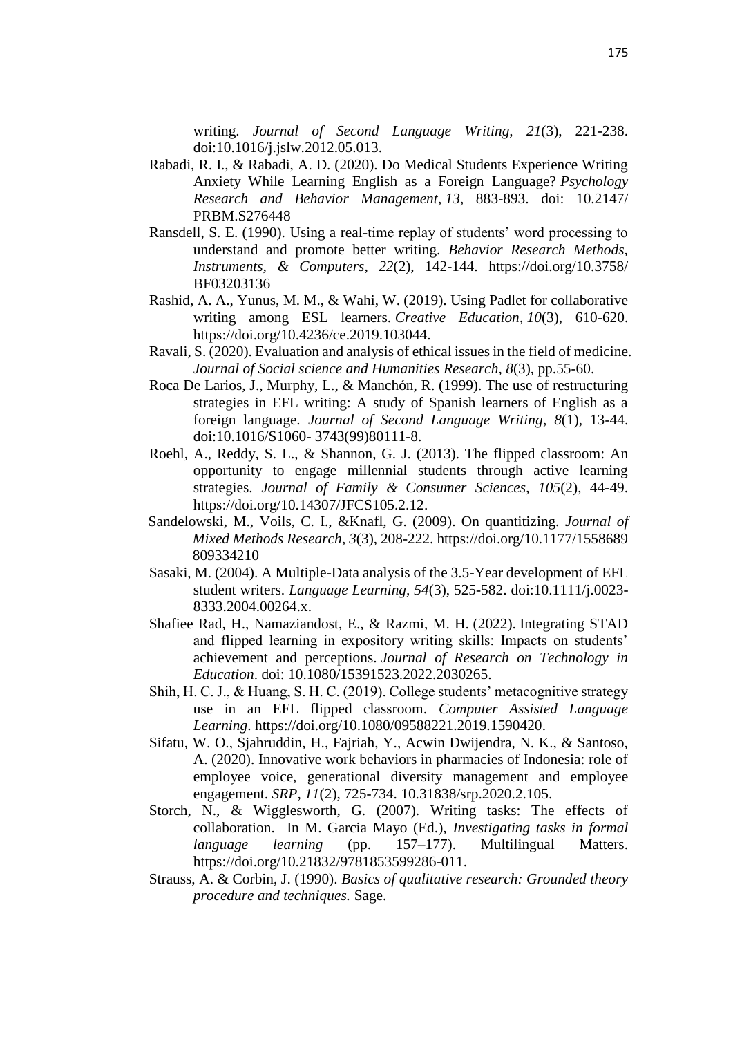writing. *Journal of Second Language Writing, 21*(3), 221-238. doi:10.1016/j.jslw.2012.05.013.

Rabadi, R. I., & Rabadi, A. D. (2020). Do Medical Students Experience Writing Anxiety While Learning English as a Foreign Language? *Psychology Research and Behavior Management*, *13*, 883-893. doi: 10.2147/ PRBM.S276448

Ransdell, S. E. (1990). Using a real-time replay of students' word processing to understand and promote better writing. *Behavior Research Methods, Instruments, & Computers*, *22*(2), 142-144. https://doi.org/10.3758/ BF03203136

Rashid, A. A., Yunus, M. M., & Wahi, W. (2019). Using Padlet for collaborative writing among ESL learners. *Creative Education*, *10*(3), 610-620. https://doi.org/10.4236/ce.2019.103044.

Ravali, S. (2020). Evaluation and analysis of ethical issues in the field of medicine. *Journal of Social science and Humanities Research*, *8*(3), pp.55-60.

Roca De Larios, J., Murphy, L., & Manchón, R. (1999). The use of restructuring strategies in EFL writing: A study of Spanish learners of English as a foreign language. *Journal of Second Language Writing*, *8*(1), 13-44. doi:10.1016/S1060- 3743(99)80111-8.

Roehl, A., Reddy, S. L., & Shannon, G. J. (2013). The flipped classroom: An opportunity to engage millennial students through active learning strategies. *Journal of Family & Consumer Sciences*, *105*(2), 44-49. https://doi.org/10.14307/JFCS105.2.12.

Sandelowski, M., Voils, C. I., &Knafl, G. (2009). On quantitizing. *Journal of Mixed Methods Research*, *3*(3), 208-222. https://doi.org/10.1177/1558689 809334210

Sasaki, M. (2004). A Multiple-Data analysis of the 3.5-Year development of EFL student writers. *Language Learning, 54*(3), 525-582. doi:10.1111/j.0023-8333.2004.00264.x.

Shafiee Rad, H., Namaziandost, E., & Razmi, M. H. (2022). Integrating STAD and flipped learning in expository writing skills: Impacts on students' achievement and perceptions. *Journal of Research on Technology in Education*. doi: 10.1080/15391523.2022.2030265.

Shih, H. C. J., & Huang, S. H. C. (2019). College students' metacognitive strategy use in an EFL flipped classroom. *Computer Assisted Language Learning*. https://doi.org/10.1080/09588221.2019.1590420.

Sifatu, W. O., Sjahruddin, H., Fajriah, Y., Acwin Dwijendra, N. K., & Santoso, A. (2020). Innovative work behaviors in pharmacies of Indonesia: role of employee voice, generational diversity management and employee engagement. *SRP*, *11*(2), 725-734. 10.31838/srp.2020.2.105.

Storch, N., & Wigglesworth, G. (2007). Writing tasks: The effects of collaboration. In M. Garcia Mayo (Ed.), *Investigating tasks in formal language learning* (pp. 157–177). Multilingual Matters. https://doi.org/10.21832/9781853599286-011.

Strauss, A. & Corbin, J. (1990). *Basics of qualitative research: Grounded theory procedure and techniques.* Sage.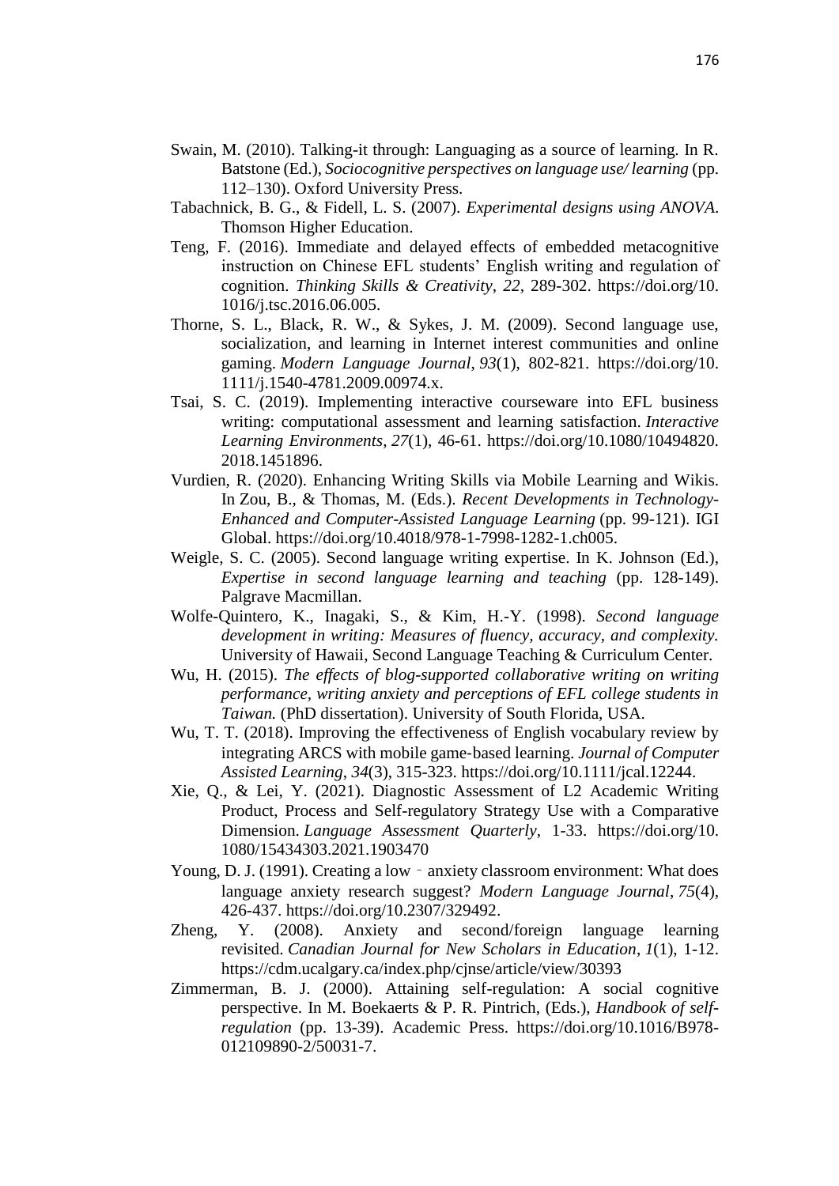Swain, M. (2010). Talking-it through: Languaging as a source of learning. In R. Batstone (Ed.), *Sociocognitive perspectives on language use/ learning* (pp. 112–130). Oxford University Press.

Tabachnick, B. G., & Fidell, L. S. (2007). *Experimental designs using ANOVA*. Thomson Higher Education.

Teng, F. (2016). Immediate and delayed effects of embedded metacognitive instruction on Chinese EFL students' English writing and regulation of cognition. *Thinking Skills & Creativity*, *22*, 289-302. https://doi.org/10.1016/j.tsc.2016.06.005.

Thorne, S. L., Black, R. W., & Sykes, J. M. (2009). Second language use, socialization, and learning in Internet interest communities and online gaming. *Modern Language Journal*, *93*(1), 802-821. https://doi.org/10.1111/j.1540-4781.2009.00974.x.

Tsai, S. C. (2019). Implementing interactive courseware into EFL business writing: computational assessment and learning satisfaction. *Interactive Learning Environments*, *27*(1), 46-61. https://doi.org/10.1080/10494820.2018.1451896.

Vurdien, R. (2020). Enhancing Writing Skills via Mobile Learning and Wikis. In Zou, B., & Thomas, M. (Eds.). *Recent Developments in Technology-Enhanced and Computer-Assisted Language Learning* (pp. 99-121). IGI Global. https://doi.org/10.4018/978-1-7998-1282-1.ch005.

Weigle, S. C. (2005). Second language writing expertise. In K. Johnson (Ed.), *Expertise in second language learning and teaching* (pp. 128-149). Palgrave Macmillan.

Wolfe-Quintero, K., Inagaki, S., & Kim, H.-Y. (1998). *Second language development in writing: Measures of fluency, accuracy, and complexity.* University of Hawaii, Second Language Teaching & Curriculum Center.

Wu, H. (2015). *The effects of blog-supported collaborative writing on writing performance, writing anxiety and perceptions of EFL college students in Taiwan.* (PhD dissertation). University of South Florida, USA.

Wu, T. T. (2018). Improving the effectiveness of English vocabulary review by integrating ARCS with mobile game‐based learning. *Journal of Computer Assisted Learning*, *34*(3), 315-323. https://doi.org/10.1111/jcal.12244.

Xie, Q., & Lei, Y. (2021). Diagnostic Assessment of L2 Academic Writing Product, Process and Self-regulatory Strategy Use with a Comparative Dimension. *Language Assessment Quarterly*, 1-33. https://doi.org/10.1080/15434303.2021.1903470

Young, D. J. (1991). Creating a low‐anxiety classroom environment: What does language anxiety research suggest? *Modern Language Journal*, *75*(4), 426-437. https://doi.org/10.2307/329492.

Zheng, Y. (2008). Anxiety and second/foreign language learning revisited. *Canadian Journal for New Scholars in Education*, *1*(1), 1-12. https://cdm.ucalgary.ca/index.php/cjnse/article/view/30393

Zimmerman, B. J. (2000). Attaining self-regulation: A social cognitive perspective. In M. Boekaerts & P. R. Pintrich, (Eds.), *Handbook of self-regulation* (pp. 13-39). Academic Press. https://doi.org/10.1016/B978-012109890-2/50031-7.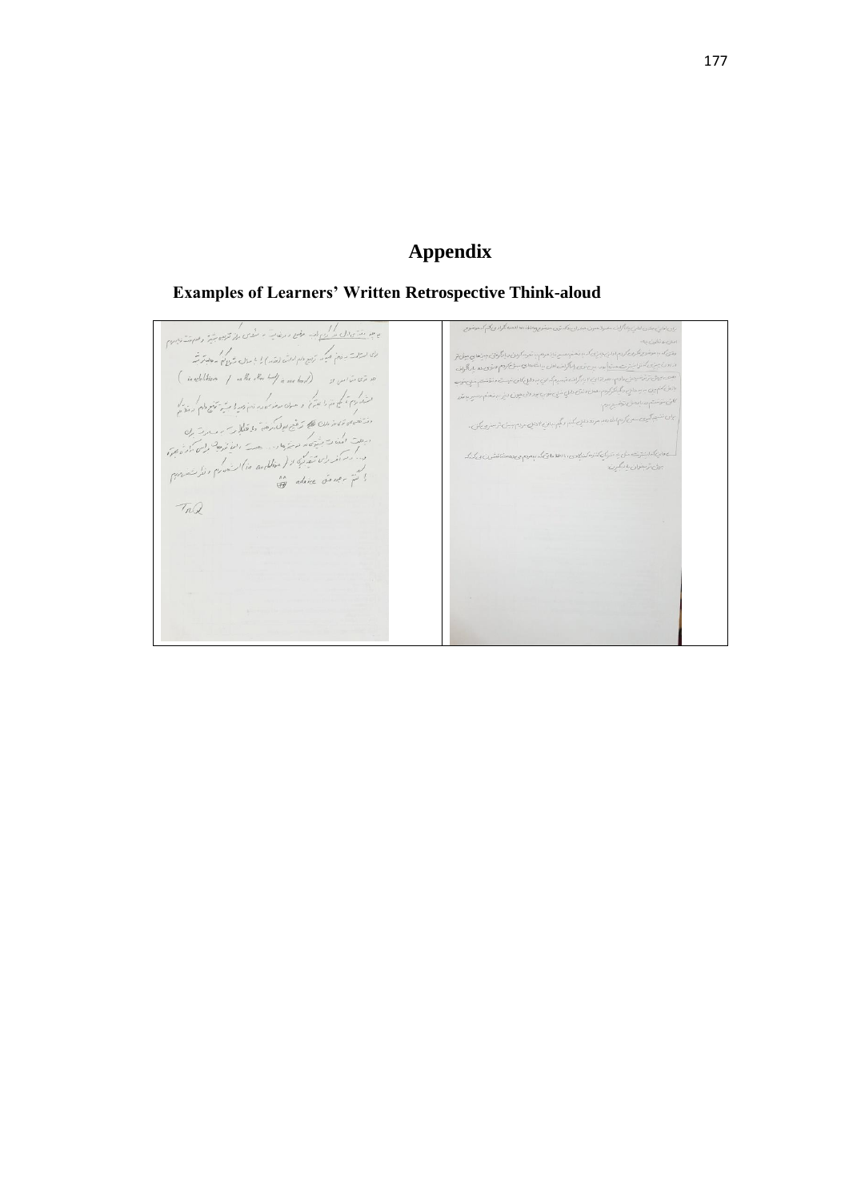# Appendix

## Examples of Learners' Written Retrospective Think-aloud